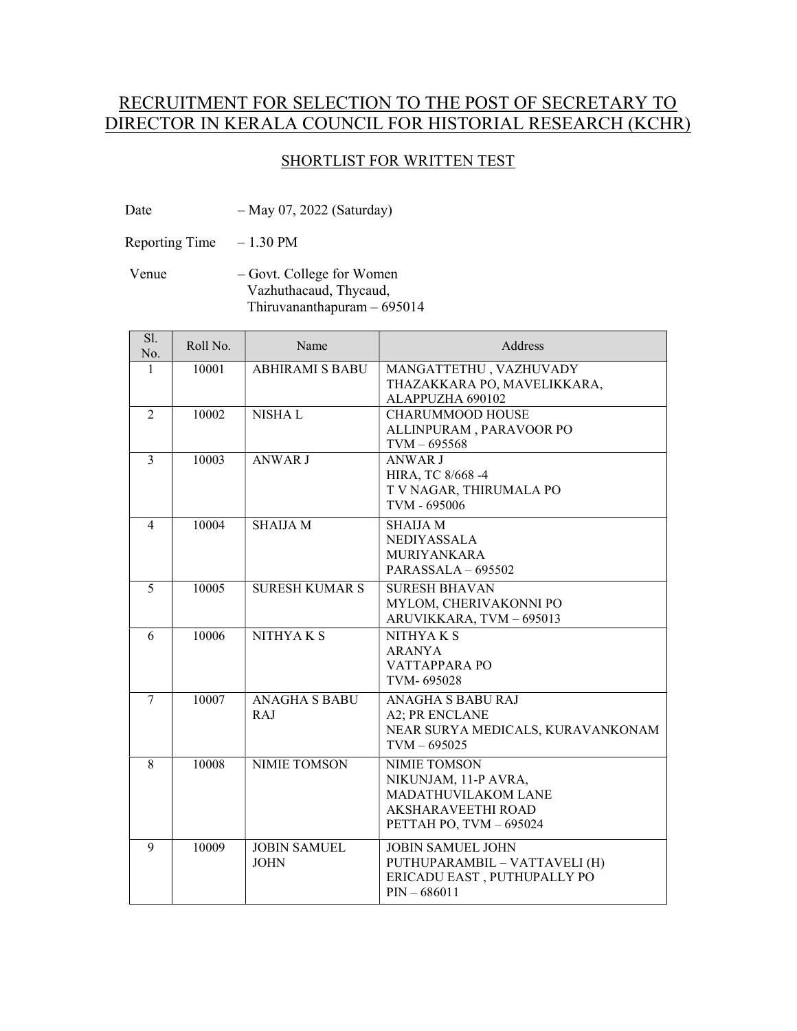# RECRUITMENT FOR SELECTION TO THE POST OF SECRETARY TO DIRECTOR IN KERALA COUNCIL FOR HISTORIAL RESEARCH (KCHR)

## SHORTLIST FOR WRITTEN TEST

Date – May 07, 2022 (Saturday)

Reporting Time – 1.30 PM

Venue – Govt. College for Women
Vazhuthacaud, Thycaud,
Thiruvananthapuram – 695014

| Sl. No. | Roll No. | Name | Address |
|---|---|---|---|
| 1 | 10001 | ABHIRAMI S BABU | MANGATTETHU , VAZHUVADY THAZAKKARA PO, MAVELIKKARA, ALAPPUZHA 690102 |
| 2 | 10002 | NISHA L | CHARUMMOOD HOUSE ALLINPURAM , PARAVOOR PO TVM – 695568 |
| 3 | 10003 | ANWAR J | ANWAR J HIRA, TC 8/668 -4 T V NAGAR, THIRUMALA PO TVM - 695006 |
| 4 | 10004 | SHAIJA M | SHAIJA M NEDIYASSALA MURIYANKARA PARASSALA – 695502 |
| 5 | 10005 | SURESH KUMAR S | SURESH BHAVAN MYLOM, CHERIVAKONNI PO ARUVIKKARA, TVM – 695013 |
| 6 | 10006 | NITHYA K S | NITHYA K S ARANYA VATTAPPARA PO TVM- 695028 |
| 7 | 10007 | ANAGHA S BABU RAJ | ANAGHA S BABU RAJ A2; PR ENCLANE NEAR SURYA MEDICALS, KURAVANKONAM TVM – 695025 |
| 8 | 10008 | NIMIE TOMSON | NIMIE TOMSON NIKUNJAM, 11-P AVRA, MADATHUVILAKOM LANE AKSHARAVEETHI ROAD PETTAH PO, TVM – 695024 |
| 9 | 10009 | JOBIN SAMUEL JOHN | JOBIN SAMUEL JOHN PUTHUPARAMBIL – VATTAVELI (H) ERICADU EAST , PUTHUPALLY PO PIN – 686011 |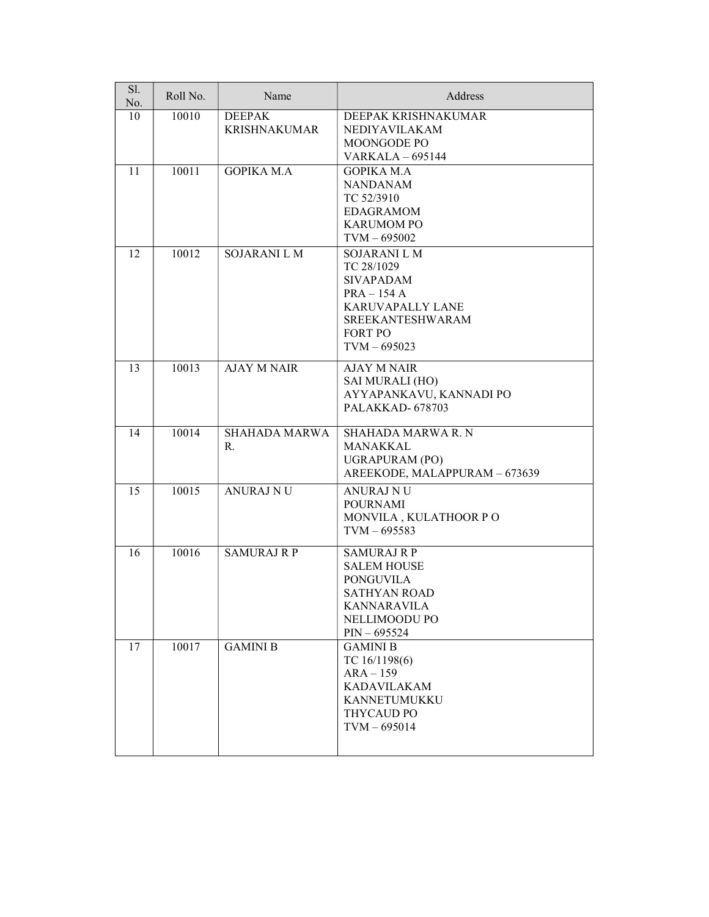| Sl. No. | Roll No. | Name | Address |
|---|---|---|---|
| 10 | 10010 | DEEPAK KRISHNAKUMAR | DEEPAK KRISHNAKUMAR<br>NEDIYAVILAKAM<br>MOONGODE PO<br>VARKALA – 695144 |
| 11 | 10011 | GOPIKA M.A | GOPIKA M.A<br>NANDANAM<br>TC 52/3910<br>EDAGRAMOM<br>KARUMOM PO<br>TVM – 695002 |
| 12 | 10012 | SOJARANI L M | SOJARANI L M<br>TC 28/1029<br>SIVAPADAM<br>PRA – 154 A<br>KARUVAPALLY LANE<br>SREEKANTESHWARAM<br>FORT PO<br>TVM – 695023 |
| 13 | 10013 | AJAY M NAIR | AJAY M NAIR<br>SAI MURALI (HO)<br>AYYAPANKAVU, KANNADI PO<br>PALAKKAD- 678703 |
| 14 | 10014 | SHAHADA MARWA R. | SHAHADA MARWA R. N<br>MANAKKAL<br>UGRAPURAM (PO)<br>AREEKODE, MALAPPURAM – 673639 |
| 15 | 10015 | ANURAJ N U | ANURAJ N U<br>POURNAMI<br>MONVILA , KULATHOOR P O<br>TVM – 695583 |
| 16 | 10016 | SAMURAJ R P | SAMURAJ R P<br>SALEM HOUSE<br>PONGUVILA<br>SATHYAN ROAD<br>KANNARAVILA<br>NELLIMOODU PO<br>PIN – 695524 |
| 17 | 10017 | GAMINI B | GAMINI B<br>TC 16/1198(6)<br>ARA – 159<br>KADAVILAKAM<br>KANNETUMUKKU<br>THYCAUD PO<br>TVM – 695014 |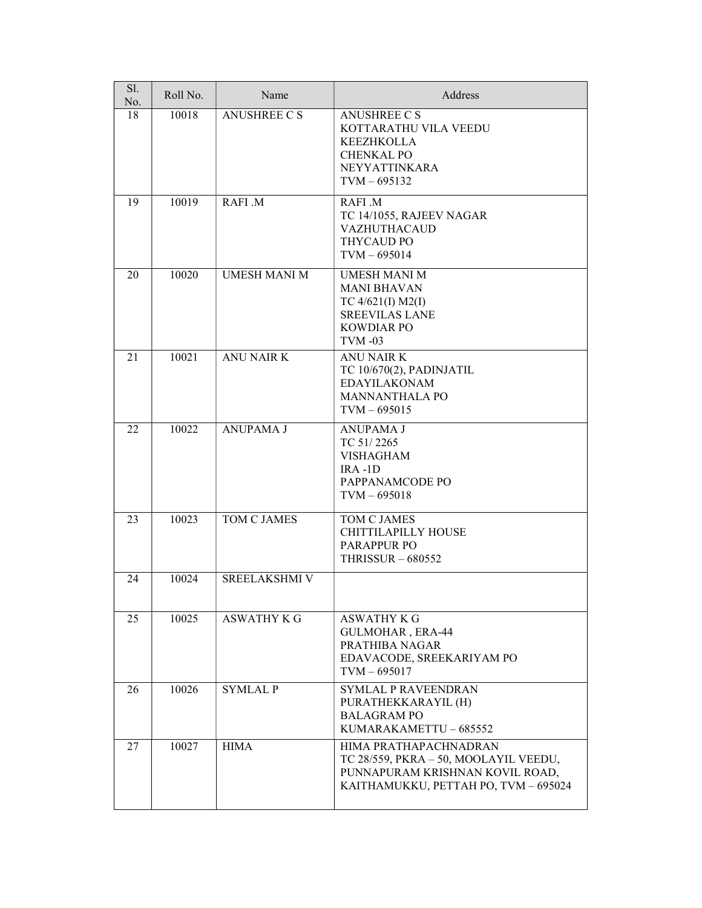| Sl. No. | Roll No. | Name | Address |
|---|---|---|---|
| 18 | 10018 | ANUSHREE C S | ANUSHREE C S<br>KOTTARATHU VILA VEEDU<br>KEEZHKOLLA<br>CHENKAL PO<br>NEYYATTINKARA<br>TVM – 695132 |
| 19 | 10019 | RAFI .M | RAFI .M<br>TC 14/1055, RAJEEV NAGAR<br>VAZHUTHACAUD<br>THYCAUD PO<br>TVM – 695014 |
| 20 | 10020 | UMESH MANI M | UMESH MANI M<br>MANI BHAVAN<br>TC 4/621(I) M2(I)<br>SREEVILAS LANE<br>KOWDIAR PO<br>TVM -03 |
| 21 | 10021 | ANU NAIR K | ANU NAIR K<br>TC 10/670(2), PADINJATIL<br>EDAYILAKONAM<br>MANNANTHALA PO<br>TVM – 695015 |
| 22 | 10022 | ANUPAMA J | ANUPAMA J<br>TC 51/ 2265<br>VISHAGHAM<br>IRA -1D<br>PAPPANAMCODE PO<br>TVM – 695018 |
| 23 | 10023 | TOM C JAMES | TOM C JAMES<br>CHITTILAPILLY HOUSE<br>PARAPPUR PO<br>THRISSUR – 680552 |
| 24 | 10024 | SREELAKSHMI V | |
| 25 | 10025 | ASWATHY K G | ASWATHY K G<br>GULMOHAR , ERA-44<br>PRATHIBA NAGAR<br>EDAVACODE, SREEKARIYAM PO<br>TVM – 695017 |
| 26 | 10026 | SYMLAL P | SYMLAL P RAVEENDRAN<br>PURATHEKKARAYIL (H)<br>BALAGRAM PO<br>KUMARAKAMETTU – 685552 |
| 27 | 10027 | HIMA | HIMA PRATHAPACHNADRAN<br>TC 28/559, PKRA – 50, MOOLAYIL VEEDU,<br>PUNNAPURAM KRISHNAN KOVIL ROAD,<br>KAITHAMUKKU, PETTAH PO, TVM – 695024 |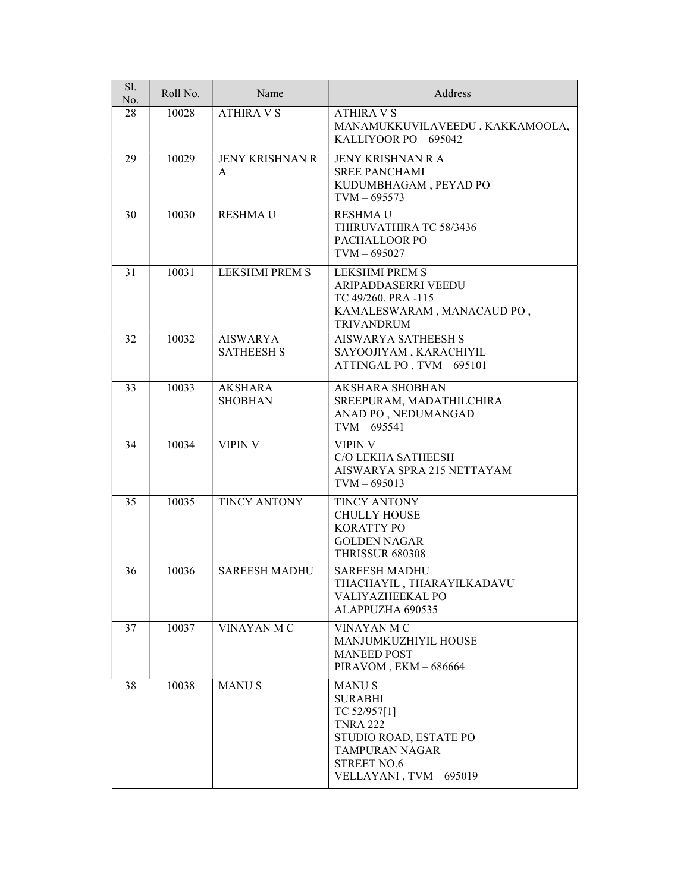| Sl. No. | Roll No. | Name | Address |
|---|---|---|---|
| 28 | 10028 | ATHIRA V S | ATHIRA V S<br>MANAMUKKUVILAVEEDU , KAKKAMOOLA, KALLIYOOR PO – 695042 |
| 29 | 10029 | JENY KRISHNAN R A | JENY KRISHNAN R A<br>SREE PANCHAMI<br>KUDUMBHAGAM , PEYAD PO<br>TVM – 695573 |
| 30 | 10030 | RESHMA U | RESHMA U<br>THIRUVATHIRA TC 58/3436<br>PACHALLOOR PO<br>TVM – 695027 |
| 31 | 10031 | LEKSHMI PREM S | LEKSHMI PREM S<br>ARIPADDASERRI VEEDU<br>TC 49/260. PRA -115<br>KAMALESWARAM , MANACAUD PO , TRIVANDRUM |
| 32 | 10032 | AISWARYA SATHEESH S | AISWARYA SATHEESH S<br>SAYOOJIYAM , KARACHIYIL<br>ATTINGAL PO , TVM – 695101 |
| 33 | 10033 | AKSHARA SHOBHAN | AKSHARA SHOBHAN<br>SREEPURAM, MADATHILCHIRA<br>ANAD PO , NEDUMANGAD<br>TVM – 695541 |
| 34 | 10034 | VIPIN V | VIPIN V<br>C/O LEKHA SATHEESH<br>AISWARYA SPRA 215 NETTAYAM<br>TVM – 695013 |
| 35 | 10035 | TINCY ANTONY | TINCY ANTONY<br>CHULLY HOUSE<br>KORATTY PO<br>GOLDEN NAGAR<br>THRISSUR 680308 |
| 36 | 10036 | SAREESH MADHU | SAREESH MADHU<br>THACHAYIL , THARAYILKADAVU<br>VALIYAZHEEKAL PO<br>ALAPPUZHA 690535 |
| 37 | 10037 | VINAYAN M C | VINAYAN M C<br>MANJUMKUZHIYIL HOUSE<br>MANEED POST<br>PIRAVOM , EKM – 686664 |
| 38 | 10038 | MANU S | MANU S<br>SURABHI<br>TC 52/957[1]<br>TNRA 222<br>STUDIO ROAD, ESTATE PO<br>TAMPURAN NAGAR<br>STREET NO.6<br>VELLAYANI , TVM – 695019 |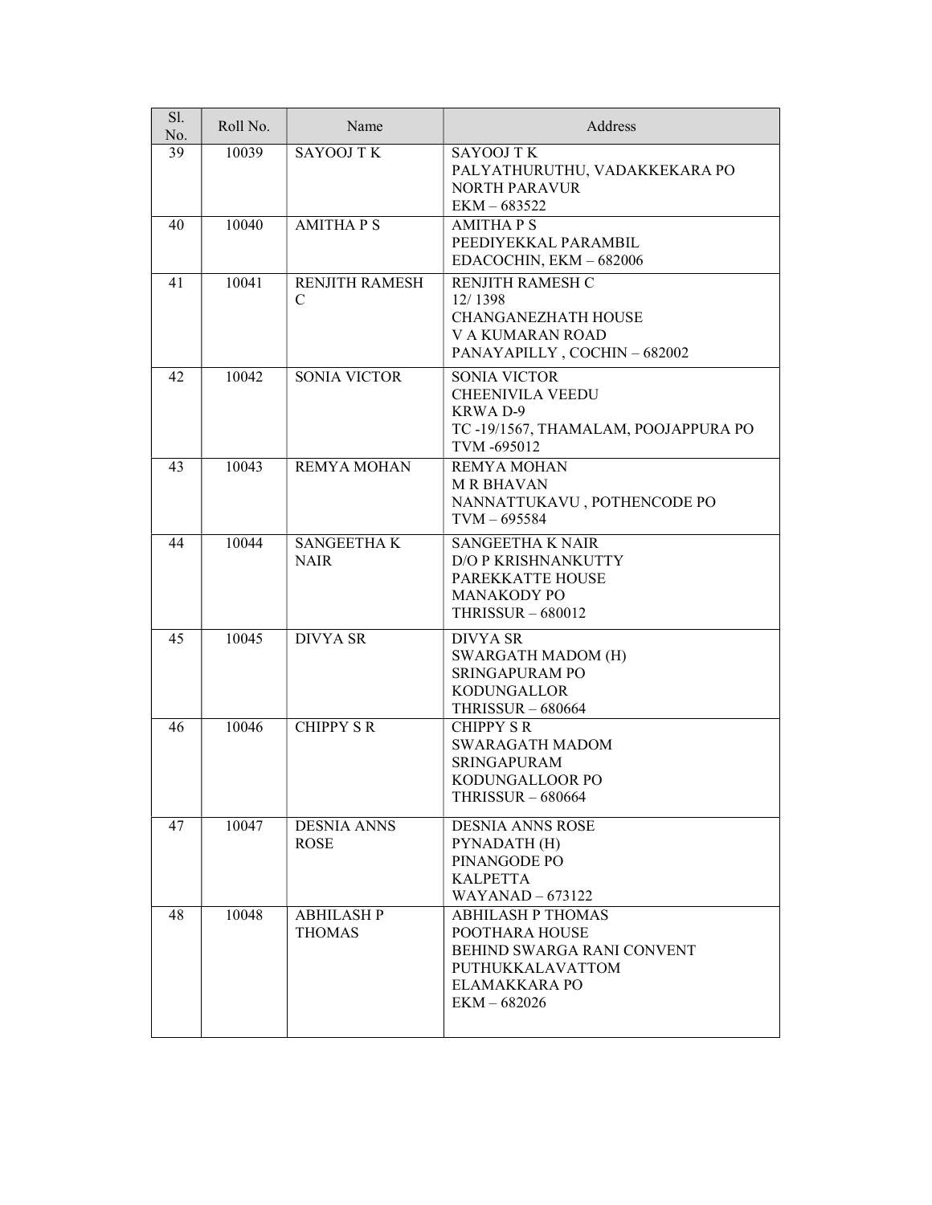| Sl. No. | Roll No. | Name | Address |
|---|---|---|---|
| 39 | 10039 | SAYOOJ T K | SAYOOJ T K<br>PALYATHURUTHU, VADAKKEKARA PO<br>NORTH PARAVUR<br>EKM – 683522 |
| 40 | 10040 | AMITHA P S | AMITHA P S<br>PEEDIYEKKAL PARAMBIL<br>EDACOCHIN, EKM – 682006 |
| 41 | 10041 | RENJITH RAMESH C | RENJITH RAMESH C<br>12/ 1398<br>CHANGANEZHATH HOUSE<br>V A KUMARAN ROAD<br>PANAYAPILLY , COCHIN – 682002 |
| 42 | 10042 | SONIA VICTOR | SONIA VICTOR<br>CHEENIVILA VEEDU<br>KRWA D-9<br>TC -19/1567, THAMALAM, POOJAPPURA PO<br>TVM -695012 |
| 43 | 10043 | REMYA MOHAN | REMYA MOHAN<br>M R BHAVAN<br>NANNATTUKAVU , POTHENCODE PO<br>TVM – 695584 |
| 44 | 10044 | SANGEETHA K NAIR | SANGEETHA K NAIR<br>D/O P KRISHNANKUTTY<br>PAREKKATTE HOUSE<br>MANAKODY PO<br>THRISSUR – 680012 |
| 45 | 10045 | DIVYA SR | DIVYA SR<br>SWARGATH MADOM (H)<br>SRINGAPURAM PO<br>KODUNGALLOR<br>THRISSUR – 680664 |
| 46 | 10046 | CHIPPY S R | CHIPPY S R<br>SWARAGATH MADOM<br>SRINGAPURAM<br>KODUNGALLOOR PO<br>THRISSUR – 680664 |
| 47 | 10047 | DESNIA ANNS ROSE | DESNIA ANNS ROSE<br>PYNADATH (H)<br>PINANGODE PO<br>KALPETTA<br>WAYANAD – 673122 |
| 48 | 10048 | ABHILASH P THOMAS | ABHILASH P THOMAS<br>POOTHARA HOUSE<br>BEHIND SWARGA RANI CONVENT<br>PUTHUKKALAVATTOM<br>ELAMAKKARA PO<br>EKM – 682026 |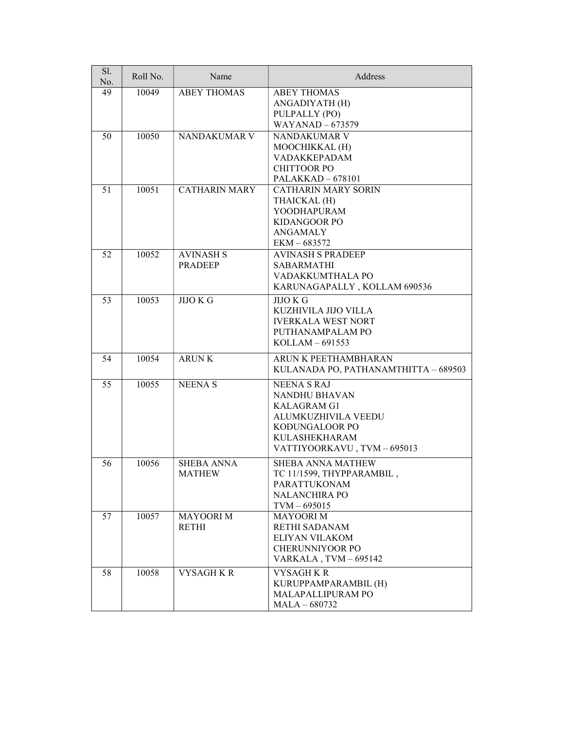| Sl. No. | Roll No. | Name | Address |
|---|---|---|---|
| 49 | 10049 | ABEY THOMAS | ABEY THOMAS<br>ANGADIYATH (H)<br>PULPALLY (PO)<br>WAYANAD – 673579 |
| 50 | 10050 | NANDAKUMAR V | NANDAKUMAR V<br>MOOCHIKKAL (H)<br>VADAKKEPADAM<br>CHITTOOR PO<br>PALAKKAD – 678101 |
| 51 | 10051 | CATHARIN MARY | CATHARIN MARY SORIN<br>THAICKAL (H)<br>YOODHAPURAM<br>KIDANGOOR PO<br>ANGAMALY<br>EKM – 683572 |
| 52 | 10052 | AVINASH S PRADEEP | AVINASH S PRADEEP<br>SABARMATHI<br>VADAKKUMTHALA PO<br>KARUNAGAPALLY , KOLLAM 690536 |
| 53 | 10053 | JIJO K G | JIJO K G<br>KUZHIVILA JIJO VILLA<br>IVERKALA WEST NORT<br>PUTHANAMPALAM PO<br>KOLLAM – 691553 |
| 54 | 10054 | ARUN K | ARUN K PEETHAMBHARAN<br>KULANADA PO, PATHANAMTHITTA – 689503 |
| 55 | 10055 | NEENA S | NEENA S RAJ<br>NANDHU BHAVAN<br>KALAGRAM G1<br>ALUMKUZHIVILA VEEDU<br>KODUNGALOOR PO<br>KULASHEKHARAM<br>VATTIYOORKAVU , TVM – 695013 |
| 56 | 10056 | SHEBA ANNA MATHEW | SHEBA ANNA MATHEW<br>TC 11/1599, THYPPARAMBIL ,<br>PARATTUKONAM<br>NALANCHIRA PO<br>TVM – 695015 |
| 57 | 10057 | MAYOORI M RETHI | MAYOORI M<br>RETHI SADANAM<br>ELIYAN VILAKOM<br>CHERUNNIYOOR PO<br>VARKALA , TVM – 695142 |
| 58 | 10058 | VYSAGH K R | VYSAGH K R<br>KURUPPAMPARAMBIL (H)<br>MALAPALLIPURAM PO<br>MALA – 680732 |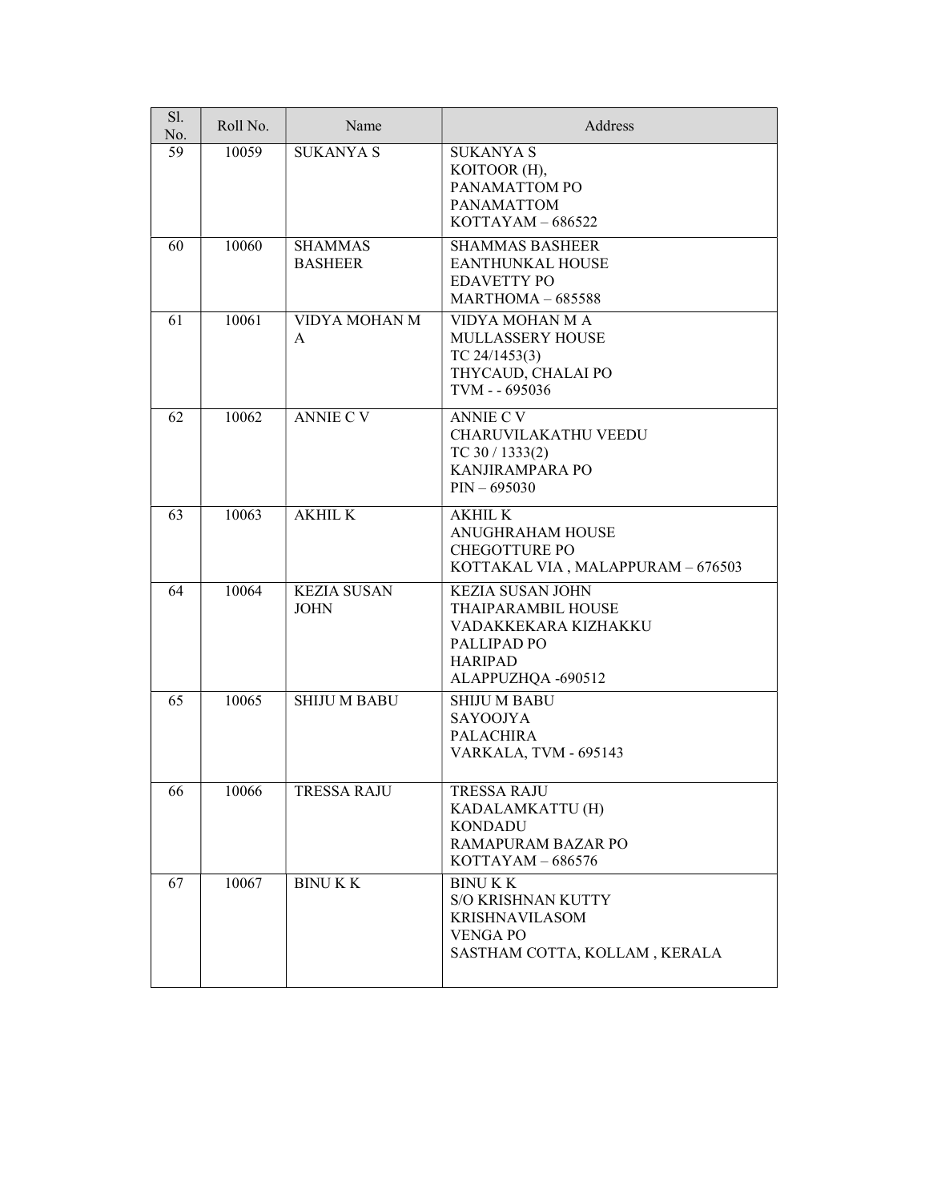| Sl. No. | Roll No. | Name | Address |
|---|---|---|---|
| 59 | 10059 | SUKANYA S | SUKANYA S<br>KOITOOR (H),<br>PANAMATTOM PO<br>PANAMATTOM<br>KOTTAYAM – 686522 |
| 60 | 10060 | SHAMMAS BASHEER | SHAMMAS BASHEER<br>EANTHUNKAL HOUSE<br>EDAVETTY PO<br>MARTHOMA – 685588 |
| 61 | 10061 | VIDYA MOHAN M A | VIDYA MOHAN M A<br>MULLASSERY HOUSE<br>TC 24/1453(3)<br>THYCAUD, CHALAI PO<br>TVM - - 695036 |
| 62 | 10062 | ANNIE C V | ANNIE C V<br>CHARUVILAKATHU VEEDU<br>TC 30 / 1333(2)<br>KANJIRAMPARA PO<br>PIN – 695030 |
| 63 | 10063 | AKHIL K | AKHIL K<br>ANUGHRAHAM HOUSE<br>CHEGOTTURE PO<br>KOTTAKAL VIA , MALAPPURAM – 676503 |
| 64 | 10064 | KEZIA SUSAN JOHN | KEZIA SUSAN JOHN<br>THAIPARAMBIL HOUSE<br>VADAKKEKARA KIZHAKKU<br>PALLIPAD PO<br>HARIPAD<br>ALAPPUZHQA -690512 |
| 65 | 10065 | SHIJU M BABU | SHIJU M BABU<br>SAYOOJYA<br>PALACHIRA<br>VARKALA, TVM - 695143 |
| 66 | 10066 | TRESSA RAJU | TRESSA RAJU<br>KADALAMKATTU (H)<br>KONDADU<br>RAMAPURAM BAZAR PO<br>KOTTAYAM – 686576 |
| 67 | 10067 | BINU K K | BINU K K<br>S/O KRISHNAN KUTTY<br>KRISHNAVILASOM<br>VENGA PO<br>SASTHAM COTTA, KOLLAM , KERALA |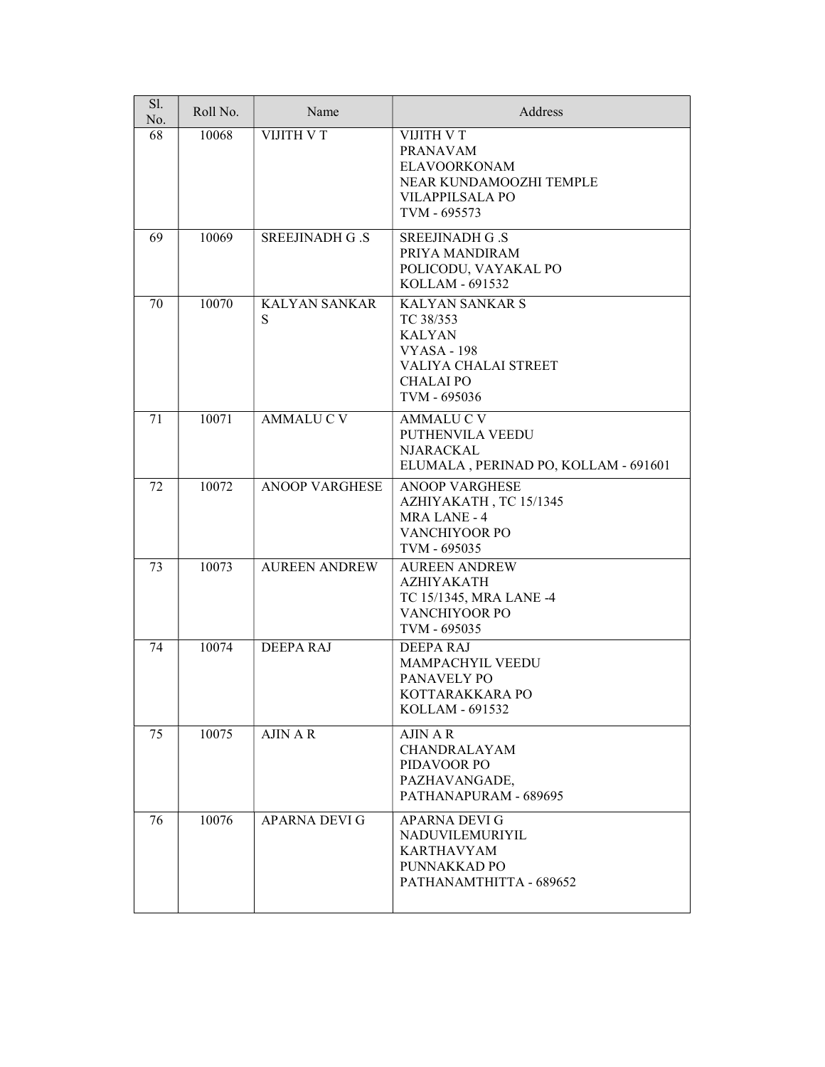| Sl. No. | Roll No. | Name | Address |
|---|---|---|---|
| 68 | 10068 | VIJITH V T | VIJITH V T<br>PRANAVAM<br>ELAVOORKONAM<br>NEAR KUNDAMOOZHI TEMPLE<br>VILAPPILSALA PO<br>TVM - 695573 |
| 69 | 10069 | SREEJINADH G .S | SREEJINADH G .S<br>PRIYA MANDIRAM<br>POLICODU, VAYAKAL PO<br>KOLLAM - 691532 |
| 70 | 10070 | KALYAN SANKAR S | KALYAN SANKAR S<br>TC 38/353<br>KALYAN<br>VYASA - 198<br>VALIYA CHALAI STREET<br>CHALAI PO<br>TVM - 695036 |
| 71 | 10071 | AMMALU C V | AMMALU C V<br>PUTHENVILA VEEDU<br>NJARACKAL<br>ELUMALA , PERINAD PO, KOLLAM - 691601 |
| 72 | 10072 | ANOOP VARGHESE | ANOOP VARGHESE<br>AZHIYAKATH , TC 15/1345<br>MRA LANE - 4<br>VANCHIYOOR PO<br>TVM - 695035 |
| 73 | 10073 | AUREEN ANDREW | AUREEN ANDREW<br>AZHIYAKATH<br>TC 15/1345, MRA LANE -4<br>VANCHIYOOR PO<br>TVM - 695035 |
| 74 | 10074 | DEEPA RAJ | DEEPA RAJ<br>MAMPACHYIL VEEDU<br>PANAVELY PO<br>KOTTARAKKARA PO<br>KOLLAM - 691532 |
| 75 | 10075 | AJIN A R | AJIN A R<br>CHANDRALAYAM<br>PIDAVOOR PO<br>PAZHAVANGADE,<br>PATHANAPURAM - 689695 |
| 76 | 10076 | APARNA DEVI G | APARNA DEVI G<br>NADUVILEMURIYIL<br>KARTHAVYAM<br>PUNNAKKAD PO<br>PATHANAMTHITTA - 689652 |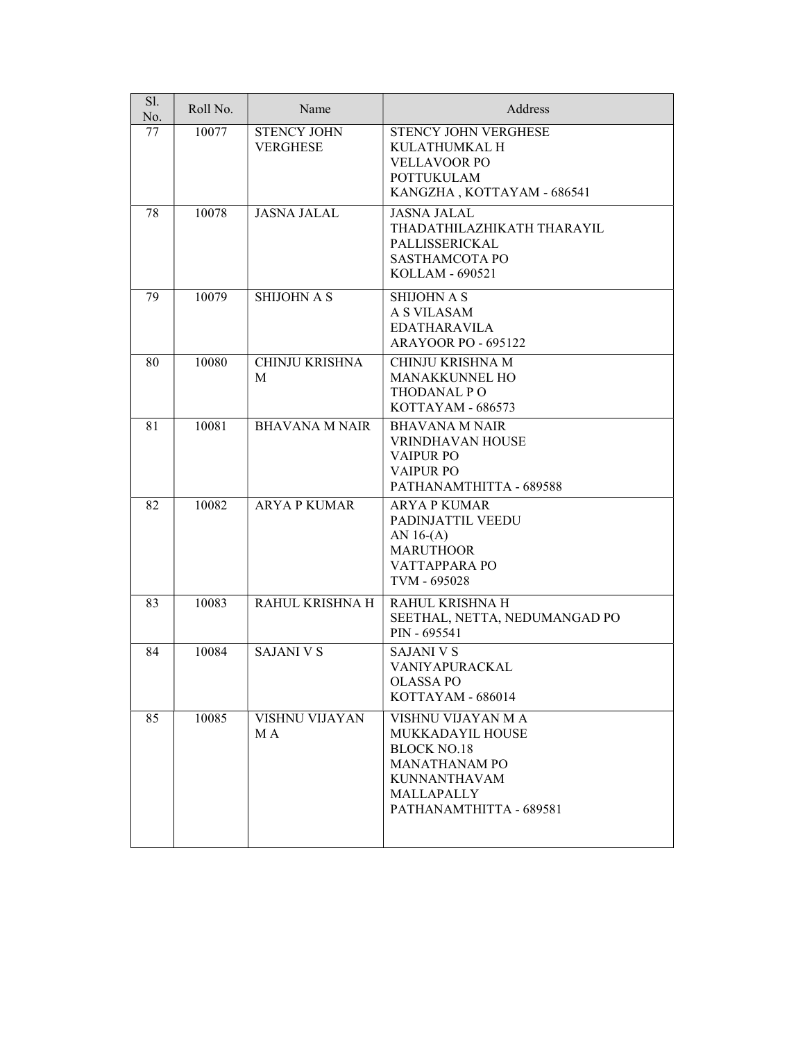| Sl. No. | Roll No. | Name | Address |
|---|---|---|---|
| 77 | 10077 | STENCY JOHN VERGHESE | STENCY JOHN VERGHESE<br>KULATHUMKAL H<br>VELLAVOOR PO<br>POTTUKULAM<br>KANGZHA , KOTTAYAM - 686541 |
| 78 | 10078 | JASNA JALAL | JASNA JALAL<br>THADATHILAZHIKATH THARAYIL<br>PALLISSERICKAL<br>SASTHAMCOTA PO<br>KOLLAM - 690521 |
| 79 | 10079 | SHIJOHN A S | SHIJOHN A S<br>A S VILASAM<br>EDATHARAVILA<br>ARAYOOR PO - 695122 |
| 80 | 10080 | CHINJU KRISHNA M | CHINJU KRISHNA M<br>MANAKKUNNEL HO<br>THODANAL P O<br>KOTTAYAM - 686573 |
| 81 | 10081 | BHAVANA M NAIR | BHAVANA M NAIR<br>VRINDHAVAN HOUSE<br>VAIPUR PO<br>VAIPUR PO<br>PATHANAMTHITTA - 689588 |
| 82 | 10082 | ARYA P KUMAR | ARYA P KUMAR<br>PADINJATTIL VEEDU<br>AN 16-(A)<br>MARUTHOOR<br>VATTAPPARA PO<br>TVM - 695028 |
| 83 | 10083 | RAHUL KRISHNA H | RAHUL KRISHNA H<br>SEETHAL, NETTA, NEDUMANGAD PO<br>PIN - 695541 |
| 84 | 10084 | SAJANI V S | SAJANI V S<br>VANIYAPURACKAL<br>OLASSA PO<br>KOTTAYAM - 686014 |
| 85 | 10085 | VISHNU VIJAYAN M A | VISHNU VIJAYAN M A<br>MUKKADAYIL HOUSE<br>BLOCK NO.18<br>MANATHANAM PO<br>KUNNANTHAVAM<br>MALLAPALLY<br>PATHANAMTHITTA - 689581 |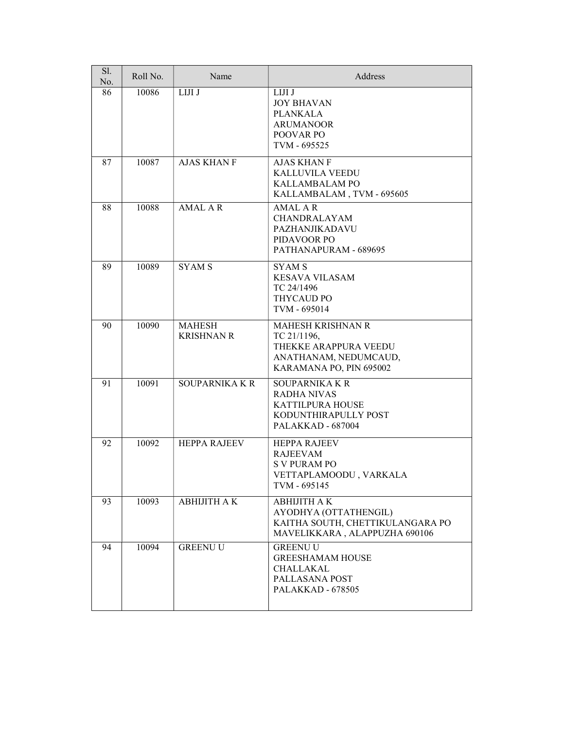| Sl. No. | Roll No. | Name | Address |
|---|---|---|---|
| 86 | 10086 | LIJI J | LIJI J<br>JOY BHAVAN<br>PLANKALA<br>ARUMANOOR<br>POOVAR PO<br>TVM - 695525 |
| 87 | 10087 | AJAS KHAN F | AJAS KHAN F<br>KALLUVILA VEEDU<br>KALLAMBALAM PO<br>KALLAMBALAM , TVM - 695605 |
| 88 | 10088 | AMAL A R | AMAL A R<br>CHANDRALAYAM<br>PAZHANJIKADAVU<br>PIDAVOOR PO<br>PATHANAPURAM - 689695 |
| 89 | 10089 | SYAM S | SYAM S<br>KESAVA VILASAM<br>TC 24/1496<br>THYCAUD PO<br>TVM - 695014 |
| 90 | 10090 | MAHESH KRISHNAN R | MAHESH KRISHNAN R<br>TC 21/1196,<br>THEKKE ARAPPURA VEEDU<br>ANATHANAM, NEDUMCAUD,<br>KARAMANA PO, PIN 695002 |
| 91 | 10091 | SOUPARNIKA K R | SOUPARNIKA K R<br>RADHA NIVAS<br>KATTILPURA HOUSE<br>KODUNTHIRAPULLY POST<br>PALAKKAD - 687004 |
| 92 | 10092 | HEPPA RAJEEV | HEPPA RAJEEV<br>RAJEEVAM<br>S V PURAM PO<br>VETTAPLAMOODU , VARKALA<br>TVM - 695145 |
| 93 | 10093 | ABHIJITH A K | ABHIJITH A K<br>AYODHYA (OTTATHENGIL)<br>KAITHA SOUTH, CHETTIKULANGARA PO<br>MAVELIKKARA , ALAPPUZHA 690106 |
| 94 | 10094 | GREENU U | GREENU U<br>GREESHAMAM HOUSE<br>CHALLAKAL<br>PALLASANA POST<br>PALAKKAD - 678505 |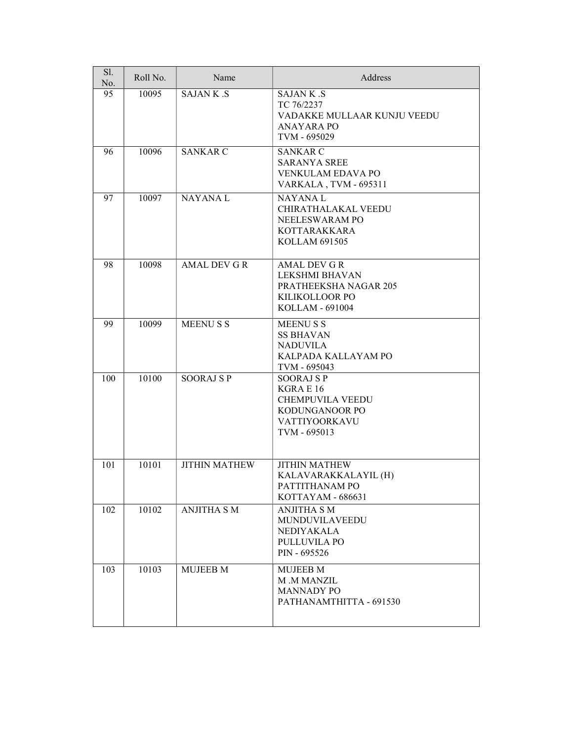| Sl. No. | Roll No. | Name | Address |
|---|---|---|---|
| 95 | 10095 | SAJAN K .S | SAJAN K .S<br>TC 76/2237<br>VADAKKE MULLAAR KUNJU VEEDU<br>ANAYARA PO<br>TVM - 695029 |
| 96 | 10096 | SANKAR C | SANKAR C<br>SARANYA SREE<br>VENKULAM EDAVA PO<br>VARKALA , TVM - 695311 |
| 97 | 10097 | NAYANA L | NAYANA L<br>CHIRATHALAKAL VEEDU<br>NEELESWARAM PO<br>KOTTARAKKARA<br>KOLLAM 691505 |
| 98 | 10098 | AMAL DEV G R | AMAL DEV G R<br>LEKSHMI BHAVAN<br>PRATHEEKSHA NAGAR 205<br>KILIKOLLOOR PO<br>KOLLAM - 691004 |
| 99 | 10099 | MEENU S S | MEENU S S<br>SS BHAVAN<br>NADUVILA<br>KALPADA KALLAYAM PO<br>TVM - 695043 |
| 100 | 10100 | SOORAJ S P | SOORAJ S P<br>KGRA E 16<br>CHEMPUVILA VEEDU<br>KODUNGANOOR PO<br>VATTIYOORKAVU<br>TVM - 695013 |
| 101 | 10101 | JITHIN MATHEW | JITHIN MATHEW<br>KALAVARAKKALAYIL (H)<br>PATTITHANAM PO<br>KOTTAYAM - 686631 |
| 102 | 10102 | ANJITHA S M | ANJITHA S M<br>MUNDUVILAVEEDU<br>NEDIYAKALA<br>PULLUVILA PO<br>PIN - 695526 |
| 103 | 10103 | MUJEEB M | MUJEEB M<br>M .M MANZIL<br>MANNADY PO<br>PATHANAMTHITTA - 691530 |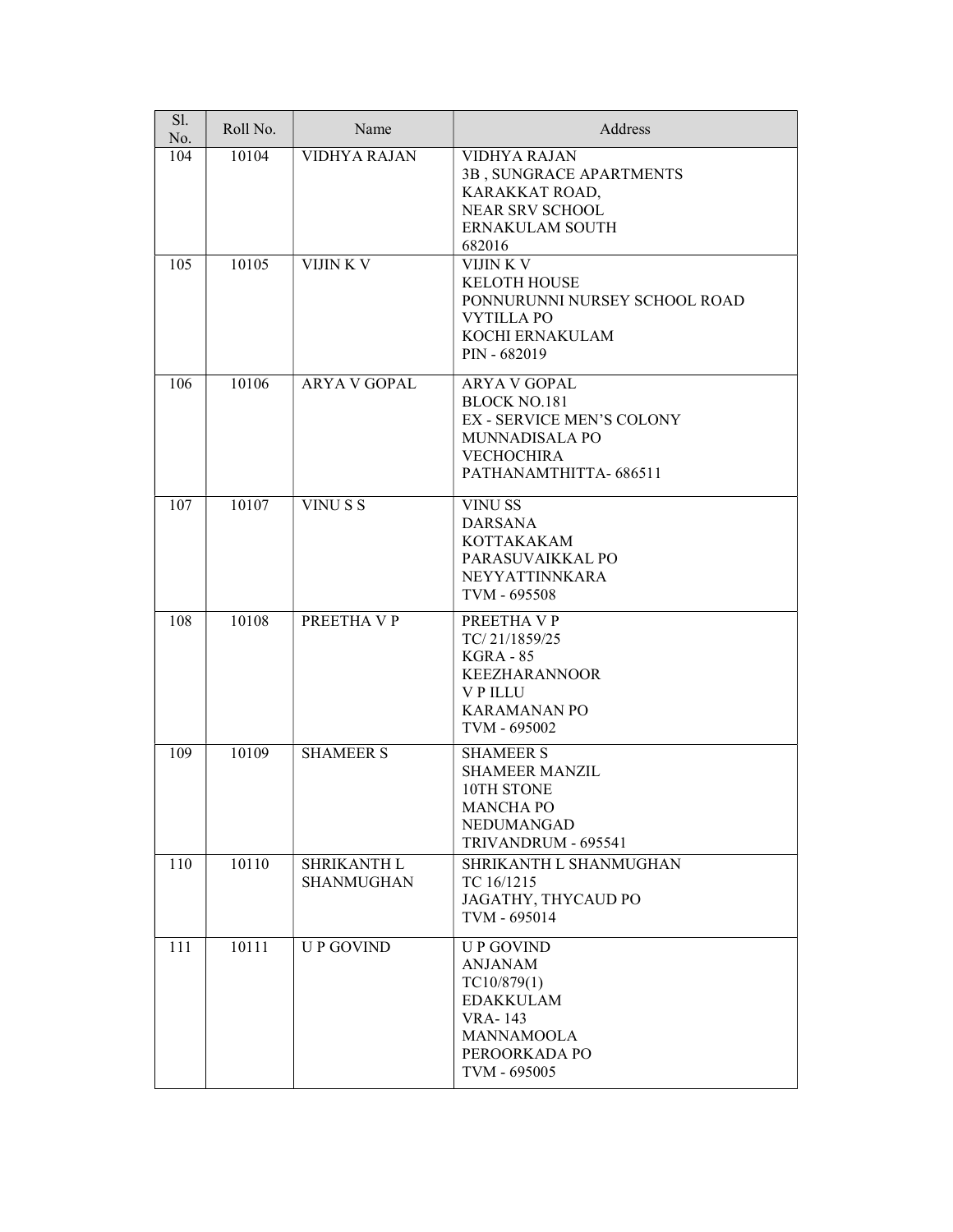| Sl. No. | Roll No. | Name | Address |
|---|---|---|---|
| 104 | 10104 | VIDHYA RAJAN | VIDHYA RAJAN<br>3B , SUNGRACE APARTMENTS<br>KARAKKAT ROAD,<br>NEAR SRV SCHOOL<br>ERNAKULAM SOUTH<br>682016 |
| 105 | 10105 | VIJIN K V | VIJIN K V<br>KELOTH HOUSE<br>PONNURUNNI NURSEY SCHOOL ROAD<br>VYTILLA PO<br>KOCHI ERNAKULAM<br>PIN - 682019 |
| 106 | 10106 | ARYA V GOPAL | ARYA V GOPAL<br>BLOCK NO.181<br>EX - SERVICE MEN'S COLONY<br>MUNNADISALA PO<br>VECHOCHIRA<br>PATHANAMTHITTA- 686511 |
| 107 | 10107 | VINU S S | VINU SS<br>DARSANA<br>KOTTAKAKAM<br>PARASUVAIKKAL PO<br>NEYYATTINNKARA<br>TVM - 695508 |
| 108 | 10108 | PREETHA V P | PREETHA V P<br>TC/ 21/1859/25<br>KGRA - 85<br>KEEZHARANNOOR<br>V P ILLU<br>KARAMANAN PO<br>TVM - 695002 |
| 109 | 10109 | SHAMEER S | SHAMEER S<br>SHAMEER MANZIL<br>10TH STONE<br>MANCHA PO<br>NEDUMANGAD<br>TRIVANDRUM - 695541 |
| 110 | 10110 | SHRIKANTH L SHANMUGHAN | SHRIKANTH L SHANMUGHAN<br>TC 16/1215<br>JAGATHY, THYCAUD PO<br>TVM - 695014 |
| 111 | 10111 | U P GOVIND | U P GOVIND<br>ANJANAM<br>TC10/879(1)<br>EDAKKULAM<br>VRA- 143<br>MANNAMOOLA<br>PEROORKADA PO<br>TVM - 695005 |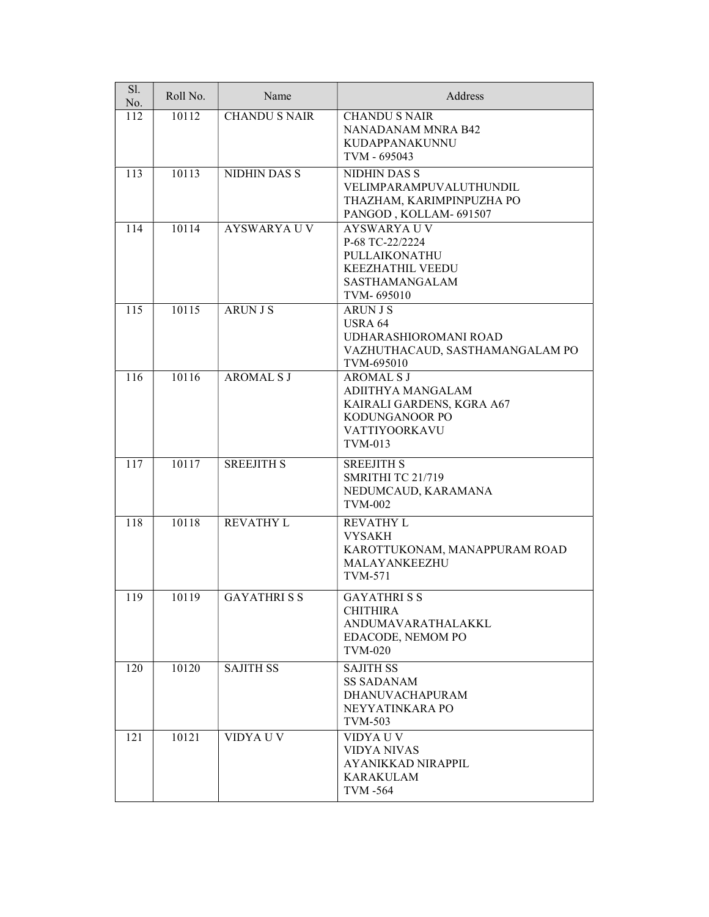| Sl. No. | Roll No. | Name | Address |
|---|---|---|---|
| 112 | 10112 | CHANDU S NAIR | CHANDU S NAIR<br>NANADANAM MNRA B42<br>KUDAPPANAKUNNU<br>TVM - 695043 |
| 113 | 10113 | NIDHIN DAS S | NIDHIN DAS S<br>VELIMPARAMPUVALUTHUNDIL<br>THAZHAM, KARIMPINPUZHA PO<br>PANGOD , KOLLAM- 691507 |
| 114 | 10114 | AYSWARYA U V | AYSWARYA U V<br>P-68 TC-22/2224<br>PULLAIKONATHU<br>KEEZHATHIL VEEDU<br>SASTHAMANGALAM<br>TVM- 695010 |
| 115 | 10115 | ARUN J S | ARUN J S<br>USRA 64<br>UDHARASHIOROMANI ROAD<br>VAZHUTHACAUD, SASTHAMANGALAM PO<br>TVM-695010 |
| 116 | 10116 | AROMAL S J | AROMAL S J<br>ADIITHYA MANGALAM<br>KAIRALI GARDENS, KGRA A67<br>KODUNGANOOR PO<br>VATTIYOORKAVU<br>TVM-013 |
| 117 | 10117 | SREEJITH S | SREEJITH S<br>SMRITHI TC 21/719<br>NEDUMCAUD, KARAMANA<br>TVM-002 |
| 118 | 10118 | REVATHY L | REVATHY L<br>VYSAKH<br>KAROTTUKONAM, MANAPPURAM ROAD<br>MALAYANKEEZHU<br>TVM-571 |
| 119 | 10119 | GAYATHRI S S | GAYATHRI S S<br>CHITHIRA<br>ANDUMAVARATHALAKKL<br>EDACODE, NEMOM PO<br>TVM-020 |
| 120 | 10120 | SAJITH SS | SAJITH SS<br>SS SADANAM<br>DHANUVACHAPURAM<br>NEYYATINKARA PO<br>TVM-503 |
| 121 | 10121 | VIDYA U V | VIDYA U V<br>VIDYA NIVAS<br>AYANIKKAD NIRAPPIL<br>KARAKULAM<br>TVM -564 |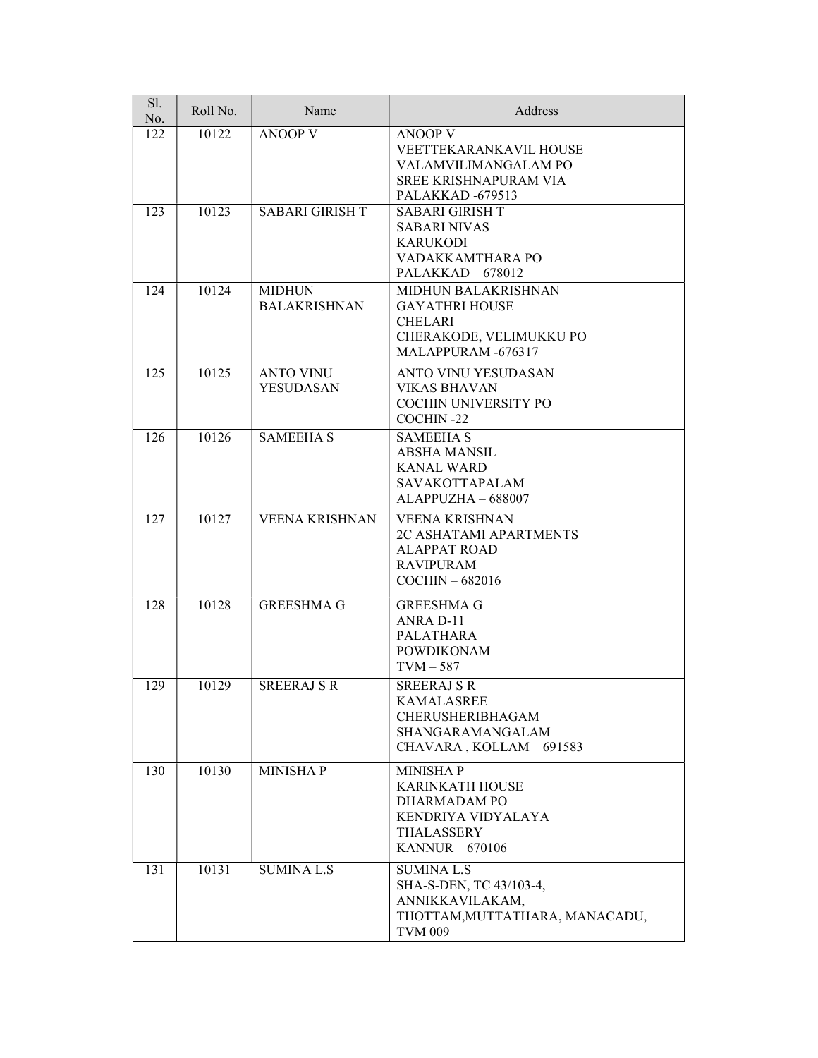| Sl. No. | Roll No. | Name | Address |
|---|---|---|---|
| 122 | 10122 | ANOOP V | ANOOP V<br>VEETTEKARANKAVIL HOUSE<br>VALAMVILIMANGALAM PO<br>SREE KRISHNAPURAM VIA<br>PALAKKAD -679513 |
| 123 | 10123 | SABARI GIRISH T | SABARI GIRISH T<br>SABARI NIVAS<br>KARUKODI<br>VADAKKAMTHARA PO<br>PALAKKAD – 678012 |
| 124 | 10124 | MIDHUN BALAKRISHNAN | MIDHUN BALAKRISHNAN<br>GAYATHRI HOUSE<br>CHELARI<br>CHERAKODE, VELIMUKKU PO<br>MALAPPURAM -676317 |
| 125 | 10125 | ANTO VINU YESUDASAN | ANTO VINU YESUDASAN<br>VIKAS BHAVAN<br>COCHIN UNIVERSITY PO<br>COCHIN -22 |
| 126 | 10126 | SAMEEHA S | SAMEEHA S<br>ABSHA MANSIL<br>KANAL WARD<br>SAVAKOTTAPALAM<br>ALAPPUZHA – 688007 |
| 127 | 10127 | VEENA KRISHNAN | VEENA KRISHNAN<br>2C ASHATAMI APARTMENTS<br>ALAPPAT ROAD<br>RAVIPURAM<br>COCHIN – 682016 |
| 128 | 10128 | GREESHMA G | GREESHMA G<br>ANRA D-11<br>PALATHARA<br>POWDIKONAM<br>TVM – 587 |
| 129 | 10129 | SREERAJ S R | SREERAJ S R<br>KAMALASREE<br>CHERUSHERIBHAGAM<br>SHANGARAMANGALAM<br>CHAVARA , KOLLAM – 691583 |
| 130 | 10130 | MINISHA P | MINISHA P<br>KARINKATH HOUSE<br>DHARMADAM PO<br>KENDRIYA VIDYALAYA<br>THALASSERY<br>KANNUR – 670106 |
| 131 | 10131 | SUMINA L.S | SUMINA L.S<br>SHA-S-DEN, TC 43/103-4,<br>ANNIKKAVILAKAM,<br>THOTTAM,MUTTATHARA, MANACADU,<br>TVM 009 |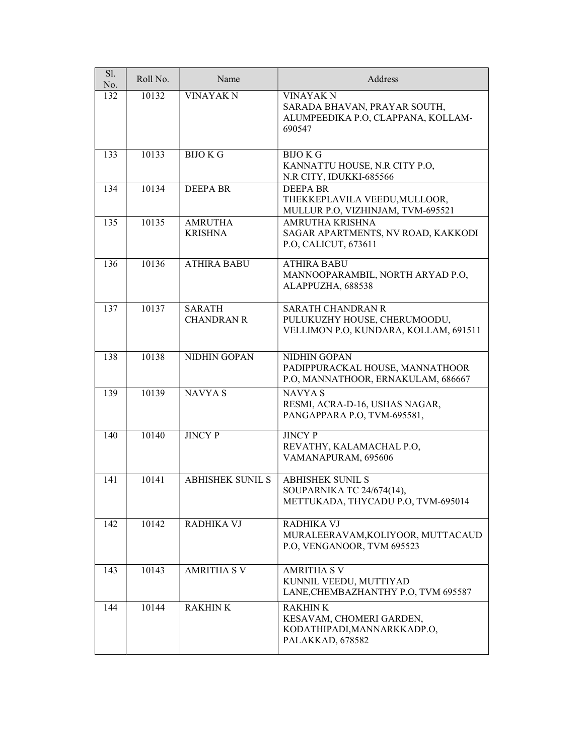| Sl. No. | Roll No. | Name | Address |
|---|---|---|---|
| 132 | 10132 | VINAYAK N | VINAYAK N<br>SARADA BHAVAN, PRAYAR SOUTH, ALUMPEEDIKA P.O, CLAPPANA, KOLLAM-690547 |
| 133 | 10133 | BIJO K G | BIJO K G<br>KANNATTU HOUSE, N.R CITY P.O, N.R CITY, IDUKKI-685566 |
| 134 | 10134 | DEEPA BR | DEEPA BR<br>THEKKEPLAVILA VEEDU,MULLOOR, MULLUR P.O, VIZHINJAM, TVM-695521 |
| 135 | 10135 | AMRUTHA KRISHNA | AMRUTHA KRISHNA<br>SAGAR APARTMENTS, NV ROAD, KAKKODI P.O, CALICUT, 673611 |
| 136 | 10136 | ATHIRA BABU | ATHIRA BABU<br>MANNOOPARAMBIL, NORTH ARYAD P.O, ALAPPUZHA, 688538 |
| 137 | 10137 | SARATH CHANDRAN R | SARATH CHANDRAN R<br>PULUKUZHY HOUSE, CHERUMOODU, VELLIMON P.O, KUNDARA, KOLLAM, 691511 |
| 138 | 10138 | NIDHIN GOPAN | NIDHIN GOPAN<br>PADIPPURACKAL HOUSE, MANNATHOOR P.O, MANNATHOOR, ERNAKULAM, 686667 |
| 139 | 10139 | NAVYA S | NAVYA S<br>RESMI, ACRA-D-16, USHAS NAGAR, PANGAPPARA P.O, TVM-695581, |
| 140 | 10140 | JINCY P | JINCY P<br>REVATHY, KALAMACHAL P.O, VAMANAPURAM, 695606 |
| 141 | 10141 | ABHISHEK SUNIL S | ABHISHEK SUNIL S<br>SOUPARNIKA TC 24/674(14), METTUKADA, THYCADU P.O, TVM-695014 |
| 142 | 10142 | RADHIKA VJ | RADHIKA VJ<br>MURALEERAVAM,KOLIYOOR, MUTTACAUD P.O, VENGANOOR, TVM 695523 |
| 143 | 10143 | AMRITHA S V | AMRITHA S V<br>KUNNIL VEEDU, MUTTIYAD LANE,CHEMBAZHANTHY P.O, TVM 695587 |
| 144 | 10144 | RAKHIN K | RAKHIN K<br>KESAVAM, CHOMERI GARDEN, KODATHIPADI,MANNARKKADP.O, PALAKKAD, 678582 |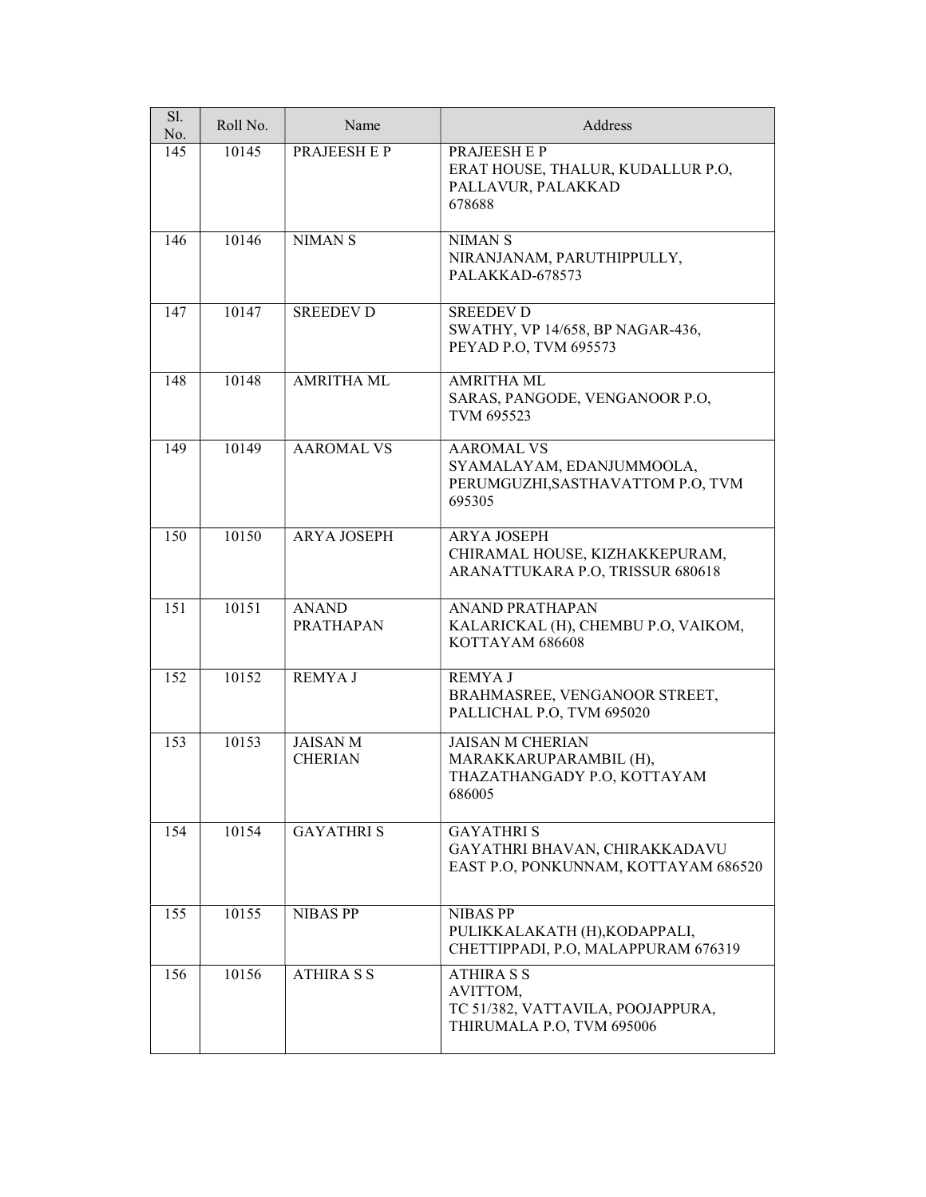| Sl. No. | Roll No. | Name | Address |
|---|---|---|---|
| 145 | 10145 | PRAJEESH E P | PRAJEESH E P<br>ERAT HOUSE, THALUR, KUDALLUR P.O, PALLAVUR, PALAKKAD<br>678688 |
| 146 | 10146 | NIMAN S | NIMAN S<br>NIRANJANAM, PARUTHIPPULLY, PALAKKAD-678573 |
| 147 | 10147 | SREEDEV D | SREEDEV D<br>SWATHY, VP 14/658, BP NAGAR-436, PEYAD P.O, TVM 695573 |
| 148 | 10148 | AMRITHA ML | AMRITHA ML<br>SARAS, PANGODE, VENGANOOR P.O, TVM 695523 |
| 149 | 10149 | AAROMAL VS | AAROMAL VS<br>SYAMALAYAM, EDANJUMMOOLA, PERUMGUZHI,SASTHAVATTOM P.O, TVM 695305 |
| 150 | 10150 | ARYA JOSEPH | ARYA JOSEPH<br>CHIRAMAL HOUSE, KIZHAKKEPURAM, ARANATTUKARA P.O, TRISSUR 680618 |
| 151 | 10151 | ANAND PRATHAPAN | ANAND PRATHAPAN<br>KALARICKAL (H), CHEMBU P.O, VAIKOM, KOTTAYAM 686608 |
| 152 | 10152 | REMYA J | REMYA J<br>BRAHMASREE, VENGANOOR STREET, PALLICHAL P.O, TVM 695020 |
| 153 | 10153 | JAISAN M CHERIAN | JAISAN M CHERIAN<br>MARAKKARUPARAMBIL (H), THAZATHANGADY P.O, KOTTAYAM<br>686005 |
| 154 | 10154 | GAYATHRI S | GAYATHRI S<br>GAYATHRI BHAVAN, CHIRAKKADAVU EAST P.O, PONKUNNAM, KOTTAYAM 686520 |
| 155 | 10155 | NIBAS PP | NIBAS PP<br>PULIKKALAKATH (H),KODAPPALI, CHETTIPPADI, P.O, MALAPPURAM 676319 |
| 156 | 10156 | ATHIRA S S | ATHIRA S S<br>AVITTOM,<br>TC 51/382, VATTAVILA, POOJAPPURA, THIRUMALA P.O, TVM 695006 |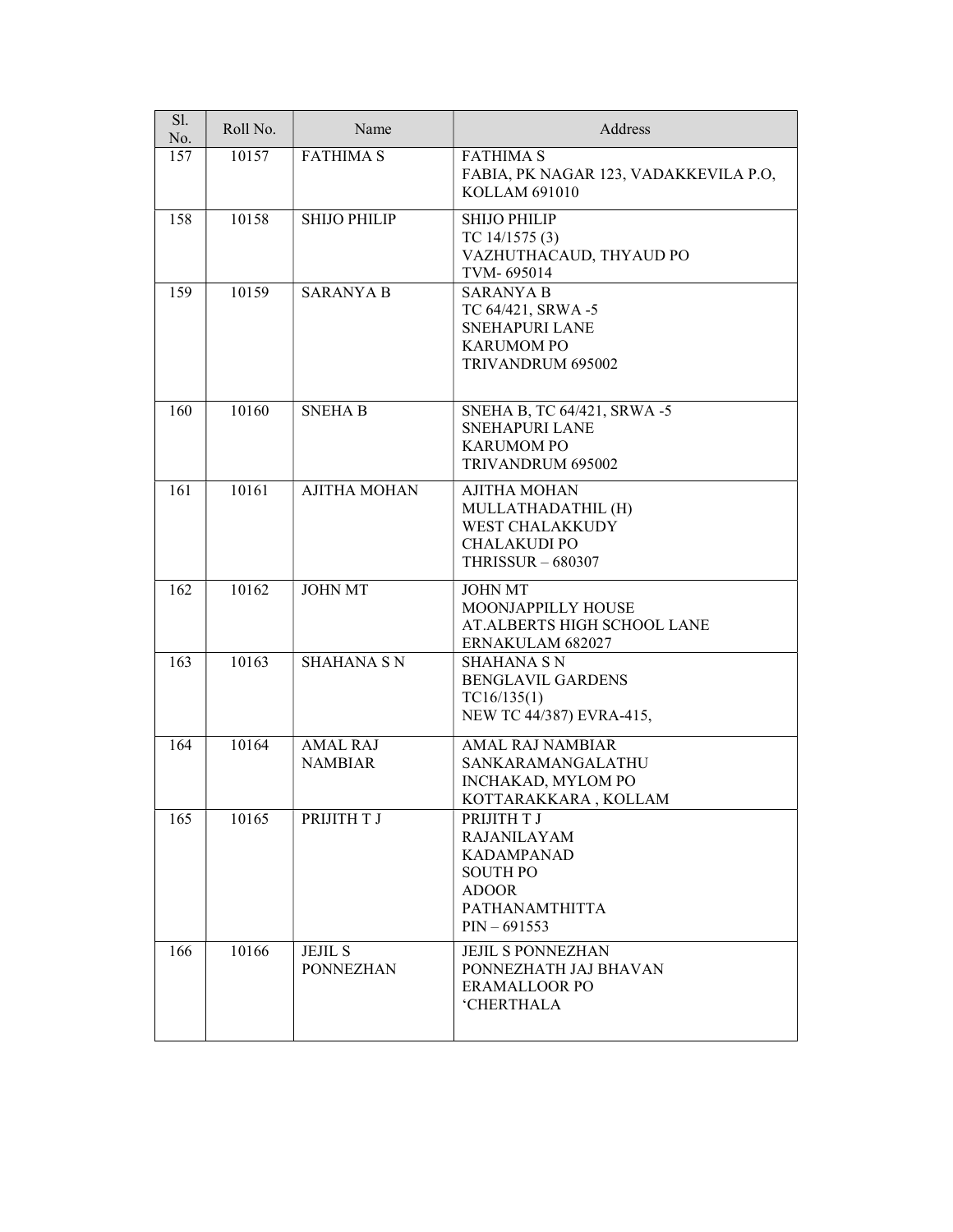| Sl. No. | Roll No. | Name | Address |
|---|---|---|---|
| 157 | 10157 | FATHIMA S | FATHIMA S<br>FABIA, PK NAGAR 123, VADAKKEVILA P.O,<br>KOLLAM 691010 |
| 158 | 10158 | SHIJO PHILIP | SHIJO PHILIP<br>TC 14/1575 (3)<br>VAZHUTHACAUD, THYAUD PO<br>TVM- 695014 |
| 159 | 10159 | SARANYA B | SARANYA B<br>TC 64/421, SRWA -5<br>SNEHAPURI LANE<br>KARUMOM PO<br>TRIVANDRUM 695002 |
| 160 | 10160 | SNEHA B | SNEHA B, TC 64/421, SRWA -5<br>SNEHAPURI LANE<br>KARUMOM PO<br>TRIVANDRUM 695002 |
| 161 | 10161 | AJITHA MOHAN | AJITHA MOHAN<br>MULLATHADATHIL (H)<br>WEST CHALAKKUDY<br>CHALAKUDI PO<br>THRISSUR – 680307 |
| 162 | 10162 | JOHN MT | JOHN MT<br>MOONJAPPILLY HOUSE<br>AT.ALBERTS HIGH SCHOOL LANE<br>ERNAKULAM 682027 |
| 163 | 10163 | SHAHANA S N | SHAHANA S N<br>BENGLAVIL GARDENS<br>TC16/135(1)<br>NEW TC 44/387) EVRA-415, |
| 164 | 10164 | AMAL RAJ NAMBIAR | AMAL RAJ NAMBIAR<br>SANKARAMANGALATHU<br>INCHAKAD, MYLOM PO<br>KOTTARAKKARA , KOLLAM |
| 165 | 10165 | PRIJITH T J | PRIJITH T J<br>RAJANILAYAM<br>KADAMPANAD<br>SOUTH PO<br>ADOOR<br>PATHANAMTHITTA<br>PIN – 691553 |
| 166 | 10166 | JEJIL S PONNEZHAN | JEJIL S PONNEZHAN<br>PONNEZHATH JAJ BHAVAN<br>ERAMALLOOR PO<br>'CHERTHALA |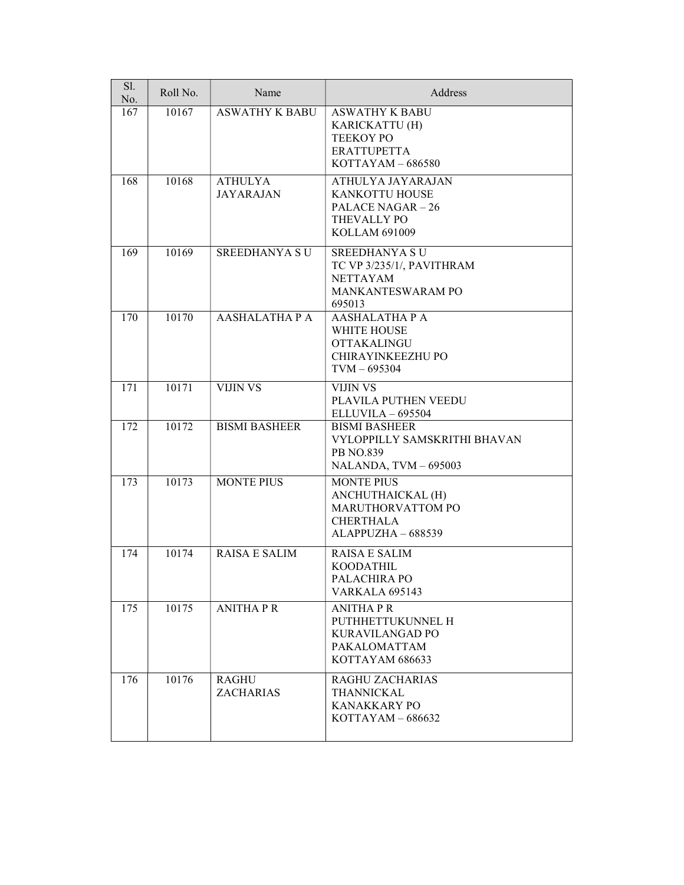| Sl. No. | Roll No. | Name | Address |
| --- | --- | --- | --- |
| 167 | 10167 | ASWATHY K BABU | ASWATHY K BABU<br>KARICKATTU (H)<br>TEEKOY PO<br>ERATTUPETTA<br>KOTTAYAM – 686580 |
| 168 | 10168 | ATHULYA JAYARAJAN | ATHULYA JAYARAJAN<br>KANKOTTU HOUSE<br>PALACE NAGAR – 26<br>THEVALLY PO<br>KOLLAM 691009 |
| 169 | 10169 | SREEDHANYA S U | SREEDHANYA S U<br>TC VP 3/235/1/, PAVITHRAM<br>NETTAYAM<br>MANKANTESWARAM PO<br>695013 |
| 170 | 10170 | AASHALATHA P A | AASHALATHA P A<br>WHITE HOUSE<br>OTTAKALINGU<br>CHIRAYINKEEZHU PO<br>TVM – 695304 |
| 171 | 10171 | VIJIN VS | VIJIN VS<br>PLAVILA PUTHEN VEEDU<br>ELLUVILA – 695504 |
| 172 | 10172 | BISMI BASHEER | BISMI BASHEER<br>VYLOPPILLY SAMSKRITHI BHAVAN<br>PB NO.839<br>NALANDA, TVM – 695003 |
| 173 | 10173 | MONTE PIUS | MONTE PIUS<br>ANCHUTHAICKAL (H)<br>MARUTHORVATTOM PO<br>CHERTHALA<br>ALAPPUZHA – 688539 |
| 174 | 10174 | RAISA E SALIM | RAISA E SALIM<br>KOODATHIL<br>PALACHIRA PO<br>VARKALA 695143 |
| 175 | 10175 | ANITHA P R | ANITHA P R<br>PUTHHETTUKUNNEL H<br>KURAVILANGAD PO<br>PAKALOMATTAM<br>KOTTAYAM 686633 |
| 176 | 10176 | RAGHU ZACHARIAS | RAGHU ZACHARIAS<br>THANNICKAL<br>KANAKKARY PO<br>KOTTAYAM – 686632 |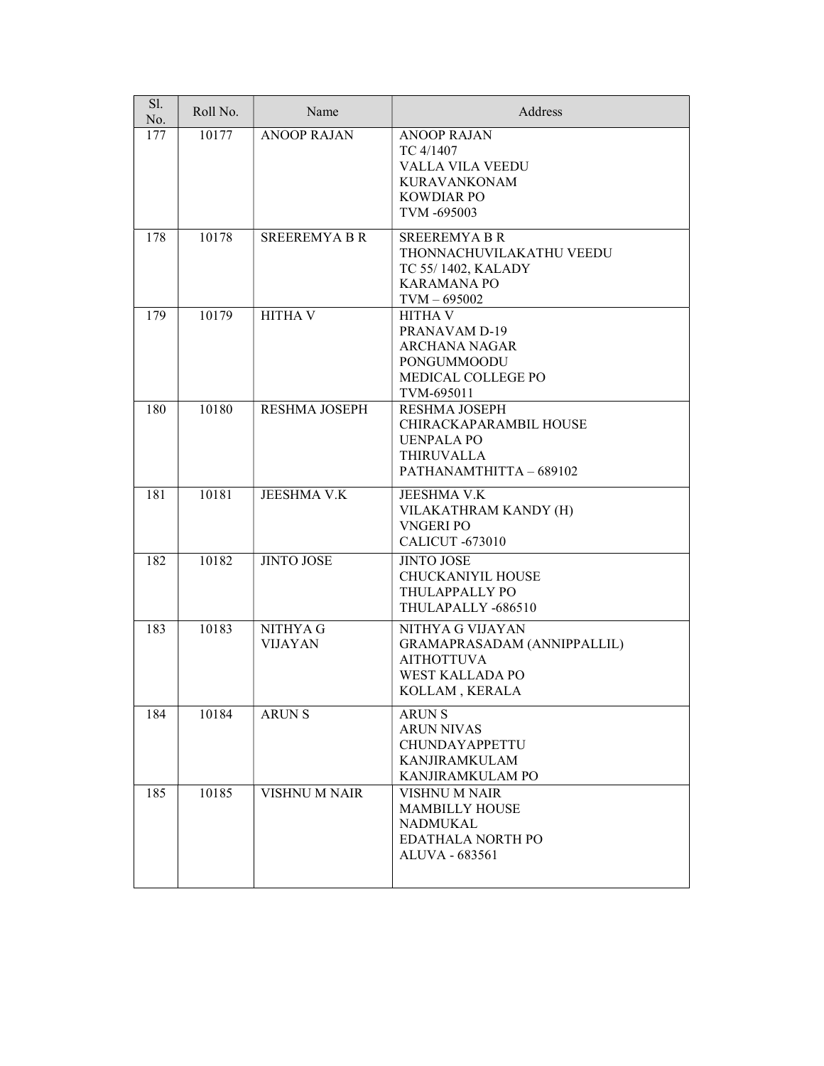| Sl. No. | Roll No. | Name | Address |
|---|---|---|---|
| 177 | 10177 | ANOOP RAJAN | ANOOP RAJAN<br>TC 4/1407<br>VALLA VILA VEEDU<br>KURAVANKONAM<br>KOWDIAR PO<br>TVM -695003 |
| 178 | 10178 | SREEREMYA B R | SREEREMYA B R<br>THONNACHUVILAKATHU VEEDU<br>TC 55/ 1402, KALADY<br>KARAMANA PO<br>TVM – 695002 |
| 179 | 10179 | HITHA V | HITHA V<br>PRANAVAM D-19<br>ARCHANA NAGAR<br>PONGUMMOODU<br>MEDICAL COLLEGE PO<br>TVM-695011 |
| 180 | 10180 | RESHMA JOSEPH | RESHMA JOSEPH<br>CHIRACKAPARAMBIL HOUSE<br>UENPALA PO<br>THIRUVALLA<br>PATHANAMTHITTA – 689102 |
| 181 | 10181 | JEESHMA V.K | JEESHMA V.K<br>VILAKATHRAM KANDY (H)<br>VNGERI PO<br>CALICUT -673010 |
| 182 | 10182 | JINTO JOSE | JINTO JOSE<br>CHUCKANIYIL HOUSE<br>THULAPPALLY PO<br>THULAPALLY -686510 |
| 183 | 10183 | NITHYA G VIJAYAN | NITHYA G VIJAYAN<br>GRAMAPRASADAM (ANNIPPALLIL)<br>AITHOTTUVA<br>WEST KALLADA PO<br>KOLLAM , KERALA |
| 184 | 10184 | ARUN S | ARUN S<br>ARUN NIVAS<br>CHUNDAYAPPETTU<br>KANJIRAMKULAM<br>KANJIRAMKULAM PO |
| 185 | 10185 | VISHNU M NAIR | VISHNU M NAIR<br>MAMBILLY HOUSE<br>NADMUKAL<br>EDATHALA NORTH PO<br>ALUVA - 683561 |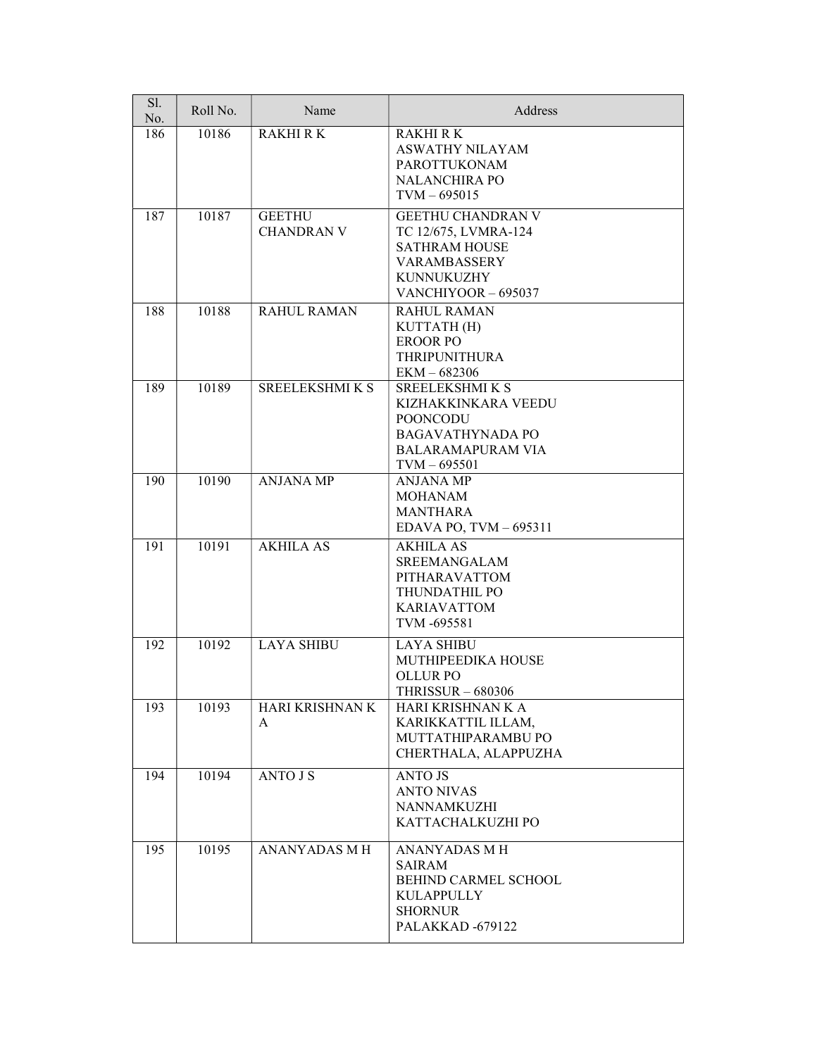| Sl. No. | Roll No. | Name | Address |
|---|---|---|---|
| 186 | 10186 | RAKHI R K | RAKHI R K<br>ASWATHY NILAYAM<br>PAROTTUKONAM<br>NALANCHIRA PO<br>TVM – 695015 |
| 187 | 10187 | GEETHU CHANDRAN V | GEETHU CHANDRAN V<br>TC 12/675, LVMRA-124<br>SATHRAM HOUSE<br>VARAMBASSERY<br>KUNNUKUZHY<br>VANCHIYOOR – 695037 |
| 188 | 10188 | RAHUL RAMAN | RAHUL RAMAN<br>KUTTATH (H)<br>EROOR PO<br>THRIPUNITHURA<br>EKM – 682306 |
| 189 | 10189 | SREELEKSHMI K S | SREELEKSHMI K S<br>KIZHAKKINKARA VEEDU<br>POONCODU<br>BAGAVATHYNADA PO<br>BALARAMAPURAM VIA<br>TVM – 695501 |
| 190 | 10190 | ANJANA MP | ANJANA MP<br>MOHANAM<br>MANTHARA<br>EDAVA PO, TVM – 695311 |
| 191 | 10191 | AKHILA AS | AKHILA AS<br>SREEMANGALAM<br>PITHARAVATTOM<br>THUNDATHIL PO<br>KARIAVATTOM<br>TVM -695581 |
| 192 | 10192 | LAYA SHIBU | LAYA SHIBU<br>MUTHIPEEDIKA HOUSE<br>OLLUR PO<br>THRISSUR – 680306 |
| 193 | 10193 | HARI KRISHNAN K A | HARI KRISHNAN K A<br>KARIKKATTIL ILLAM,<br>MUTTATHIPARAMBU PO<br>CHERTHALA, ALAPPUZHA |
| 194 | 10194 | ANTO J S | ANTO JS<br>ANTO NIVAS<br>NANNAMKUZHI<br>KATTACHALKUZHI PO |
| 195 | 10195 | ANANYADAS M H | ANANYADAS M H<br>SAIRAM<br>BEHIND CARMEL SCHOOL<br>KULAPPULLY<br>SHORNUR<br>PALAKKAD -679122 |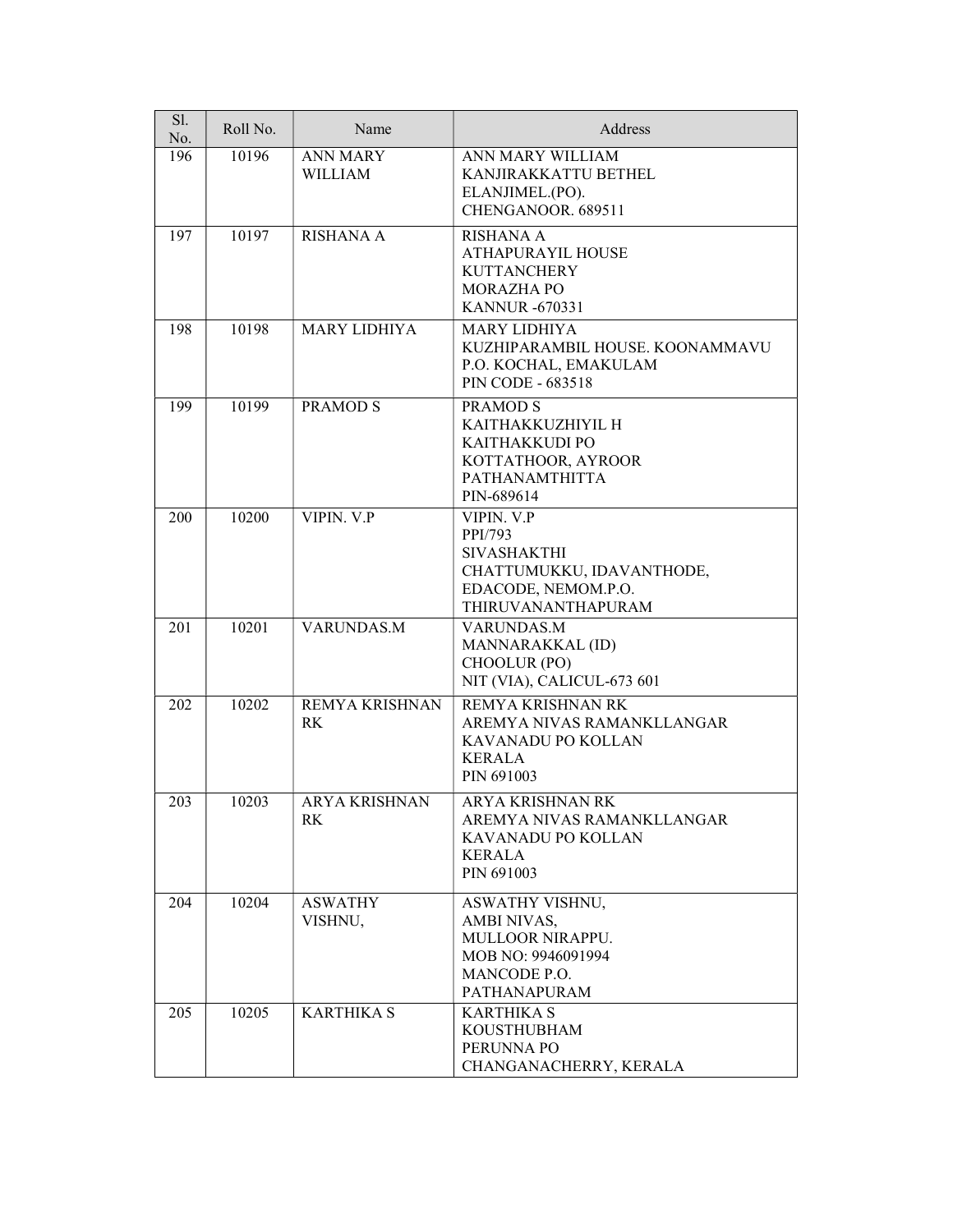| Sl. No. | Roll No. | Name | Address |
|---|---|---|---|
| 196 | 10196 | ANN MARY WILLIAM | ANN MARY WILLIAM<br>KANJIRAKKATTU BETHEL<br>ELANJIMEL.(PO).<br>CHENGANOOR. 689511 |
| 197 | 10197 | RISHANA A | RISHANA A<br>ATHAPURAYIL HOUSE<br>KUTTANCHERY<br>MORAZHA PO<br>KANNUR -670331 |
| 198 | 10198 | MARY LIDHIYA | MARY LIDHIYA<br>KUZHIPARAMBIL HOUSE. KOONAMMAVU<br>P.O. KOCHAL, EMAKULAM<br>PIN CODE - 683518 |
| 199 | 10199 | PRAMOD S | PRAMOD S<br>KAITHAKKUZHIYIL H<br>KAITHAKKUDI PO<br>KOTTATHOOR, AYROOR<br>PATHANAMTHITTA<br>PIN-689614 |
| 200 | 10200 | VIPIN. V.P | VIPIN. V.P<br>PPI/793<br>SIVASHAKTHI<br>CHATTUMUKKU, IDAVANTHODE,<br>EDACODE, NEMOM.P.O.<br>THIRUVANANTHAPURAM |
| 201 | 10201 | VARUNDAS.M | VARUNDAS.M<br>MANNARAKKAL (ID)<br>CHOOLUR (PO)<br>NIT (VIA), CALICUL-673 601 |
| 202 | 10202 | REMYA KRISHNAN RK | REMYA KRISHNAN RK<br>AREMYA NIVAS RAMANKLLANGAR<br>KAVANADU PO KOLLAN<br>KERALA<br>PIN 691003 |
| 203 | 10203 | ARYA KRISHNAN RK | ARYA KRISHNAN RK<br>AREMYA NIVAS RAMANKLLANGAR<br>KAVANADU PO KOLLAN<br>KERALA<br>PIN 691003 |
| 204 | 10204 | ASWATHY VISHNU, | ASWATHY VISHNU,<br>AMBI NIVAS,<br>MULLOOR NIRAPPU.<br>MOB NO: 9946091994<br>MANCODE P.O.<br>PATHANAPURAM |
| 205 | 10205 | KARTHIKA S | KARTHIKA S<br>KOUSTHUBHAM<br>PERUNNA PO<br>CHANGANACHERRY, KERALA |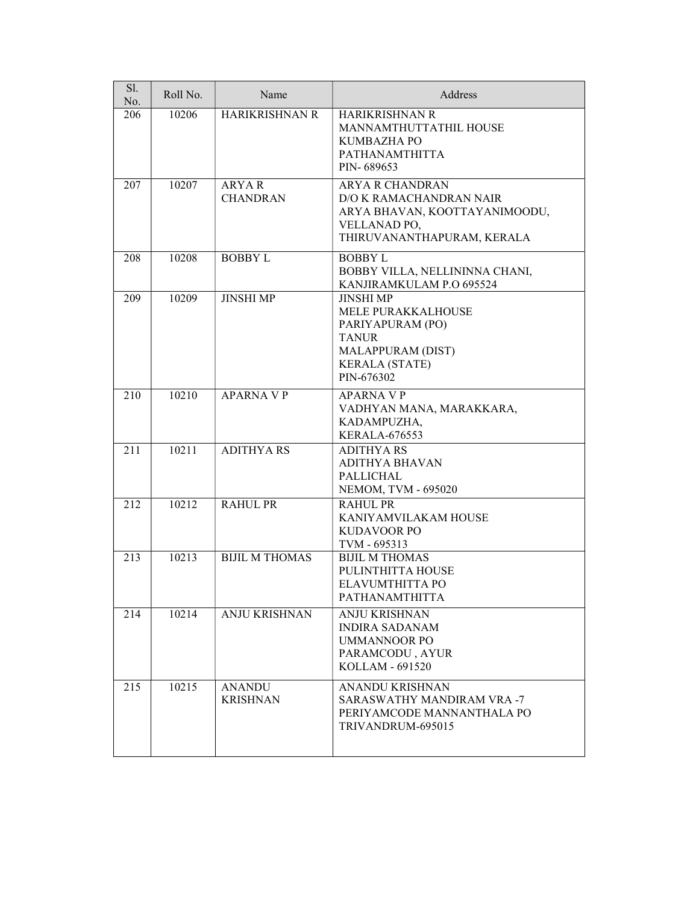| Sl. No. | Roll No. | Name | Address |
|---|---|---|---|
| 206 | 10206 | HARIKRISHNAN R | HARIKRISHNAN R<br>MANNAMTHUTTATHIL HOUSE<br>KUMBAZHA PO<br>PATHANAMTHITTA<br>PIN- 689653 |
| 207 | 10207 | ARYA R CHANDRAN | ARYA R CHANDRAN<br>D/O K RAMACHANDRAN NAIR<br>ARYA BHAVAN, KOOTTAYANIMOODU,<br>VELLANAD PO,<br>THIRUVANANTHAPURAM, KERALA |
| 208 | 10208 | BOBBY L | BOBBY L<br>BOBBY VILLA, NELLININNA CHANI,<br>KANJIRAMKULAM P.O 695524 |
| 209 | 10209 | JINSHI MP | JINSHI MP<br>MELE PURAKKALHOUSE<br>PARIYAPURAM (PO)<br>TANUR<br>MALAPPURAM (DIST)<br>KERALA (STATE)<br>PIN-676302 |
| 210 | 10210 | APARNA V P | APARNA V P<br>VADHYAN MANA, MARAKKARA,<br>KADAMPUZHA,<br>KERALA-676553 |
| 211 | 10211 | ADITHYA RS | ADITHYA RS<br>ADITHYA BHAVAN<br>PALLICHAL<br>NEMOM, TVM - 695020 |
| 212 | 10212 | RAHUL PR | RAHUL PR<br>KANIYAMVILAKAM HOUSE<br>KUDAVOOR PO<br>TVM - 695313 |
| 213 | 10213 | BIJIL M THOMAS | BIJIL M THOMAS<br>PULINTHITTA HOUSE<br>ELAVUMTHITTA PO<br>PATHANAMTHITTA |
| 214 | 10214 | ANJU KRISHNAN | ANJU KRISHNAN<br>INDIRA SADANAM<br>UMMANNOOR PO<br>PARAMCODU , AYUR<br>KOLLAM - 691520 |
| 215 | 10215 | ANANDU KRISHNAN | ANANDU KRISHNAN<br>SARASWATHY MANDIRAM VRA -7<br>PERIYAMCODE MANNANTHALA PO<br>TRIVANDRUM-695015 |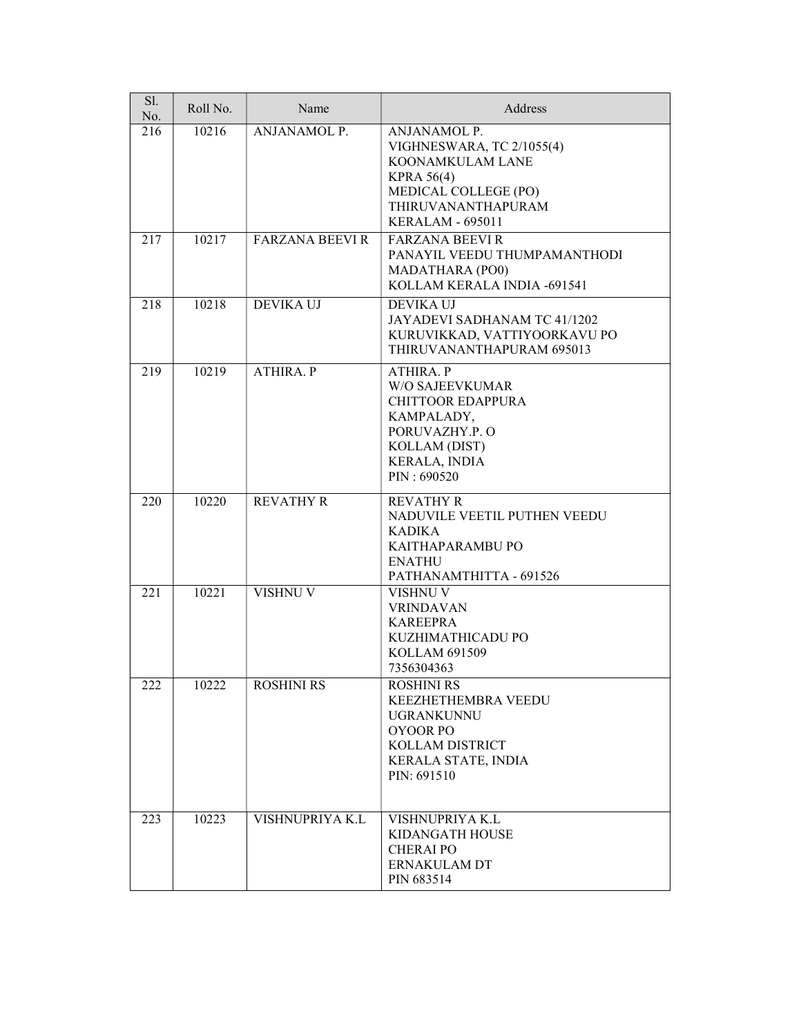| Sl. No. | Roll No. | Name | Address |
|---|---|---|---|
| 216 | 10216 | ANJANAMOL P. | ANJANAMOL P.<br>VIGHNESWARA, TC 2/1055(4)<br>KOONAMKULAM LANE<br>KPRA 56(4)<br>MEDICAL COLLEGE (PO)<br>THIRUVANANTHAPURAM<br>KERALAM - 695011 |
| 217 | 10217 | FARZANA BEEVI R | FARZANA BEEVI R<br>PANAYIL VEEDU THUMPAMANTHODI<br>MADATHARA (PO0)<br>KOLLAM KERALA INDIA -691541 |
| 218 | 10218 | DEVIKA UJ | DEVIKA UJ<br>JAYADEVI SADHANAM TC 41/1202<br>KURUVIKKAD, VATTIYOORKAVU PO<br>THIRUVANANTHAPURAM 695013 |
| 219 | 10219 | ATHIRA. P | ATHIRA. P<br>W/O SAJEEVKUMAR<br>CHITTOOR EDAPPURA<br>KAMPALADY,<br>PORUVAZHY.P. O<br>KOLLAM (DIST)<br>KERALA, INDIA<br>PIN : 690520 |
| 220 | 10220 | REVATHY R | REVATHY R<br>NADUVILE VEETIL PUTHEN VEEDU<br>KADIKA<br>KAITHAPARAMBU PO<br>ENATHU<br>PATHANAMTHITTA - 691526 |
| 221 | 10221 | VISHNU V | VISHNU V<br>VRINDAVAN<br>KAREEPRA<br>KUZHIMATHICADU PO<br>KOLLAM 691509<br>7356304363 |
| 222 | 10222 | ROSHINI RS | ROSHINI RS<br>KEEZHETHEMBRA VEEDU<br>UGRANKUNNU<br>OYOOR PO<br>KOLLAM DISTRICT<br>KERALA STATE, INDIA<br>PIN: 691510 |
| 223 | 10223 | VISHNUPRIYA K.L | VISHNUPRIYA K.L<br>KIDANGATH HOUSE<br>CHERAI PO<br>ERNAKULAM DT<br>PIN 683514 |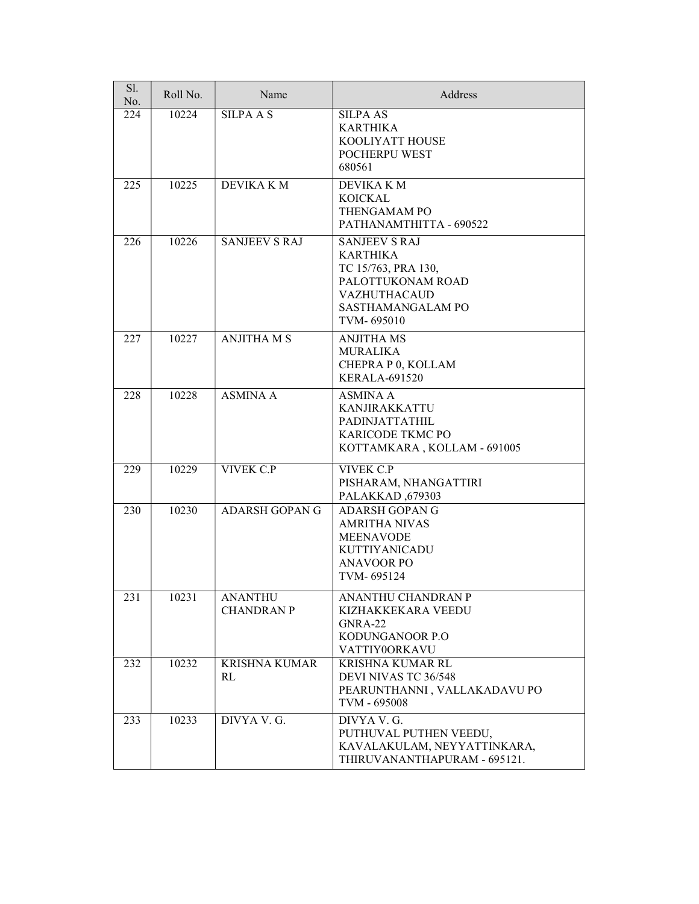| Sl. No. | Roll No. | Name | Address |
|---|---|---|---|
| 224 | 10224 | SILPA A S | SILPA AS<br>KARTHIKA<br>KOOLIYATT HOUSE<br>POCHERPU WEST<br>680561 |
| 225 | 10225 | DEVIKA K M | DEVIKA K M<br>KOICKAL<br>THENGAMAM PO<br>PATHANAMTHITTA - 690522 |
| 226 | 10226 | SANJEEV S RAJ | SANJEEV S RAJ<br>KARTHIKA<br>TC 15/763, PRA 130,<br>PALOTTUKONAM ROAD<br>VAZHUTHACAUD<br>SASTHAMANGALAM PO<br>TVM- 695010 |
| 227 | 10227 | ANJITHA M S | ANJITHA MS<br>MURALIKA<br>CHEPRA P 0, KOLLAM<br>KERALA-691520 |
| 228 | 10228 | ASMINA A | ASMINA A<br>KANJIRAKKATTU<br>PADINJATTATHIL<br>KARICODE TKMC PO<br>KOTTAMKARA , KOLLAM - 691005 |
| 229 | 10229 | VIVEK C.P | VIVEK C.P<br>PISHARAM, NHANGATTIRI<br>PALAKKAD ,679303 |
| 230 | 10230 | ADARSH GOPAN G | ADARSH GOPAN G<br>AMRITHA NIVAS<br>MEENAVODE<br>KUTTIYANICADU<br>ANAVOOR PO<br>TVM- 695124 |
| 231 | 10231 | ANANTHU CHANDRAN P | ANANTHU CHANDRAN P<br>KIZHAKKEKARA VEEDU<br>GNRA-22<br>KODUNGANOOR P.O<br>VATTIY0ORKAVU |
| 232 | 10232 | KRISHNA KUMAR RL | KRISHNA KUMAR RL<br>DEVI NIVAS TC 36/548<br>PEARUNTHANNI , VALLAKADAVU PO<br>TVM - 695008 |
| 233 | 10233 | DIVYA V. G. | DIVYA V. G.<br>PUTHUVAL PUTHEN VEEDU,<br>KAVALAKULAM, NEYYATTINKARA,<br>THIRUVANANTHAPURAM - 695121. |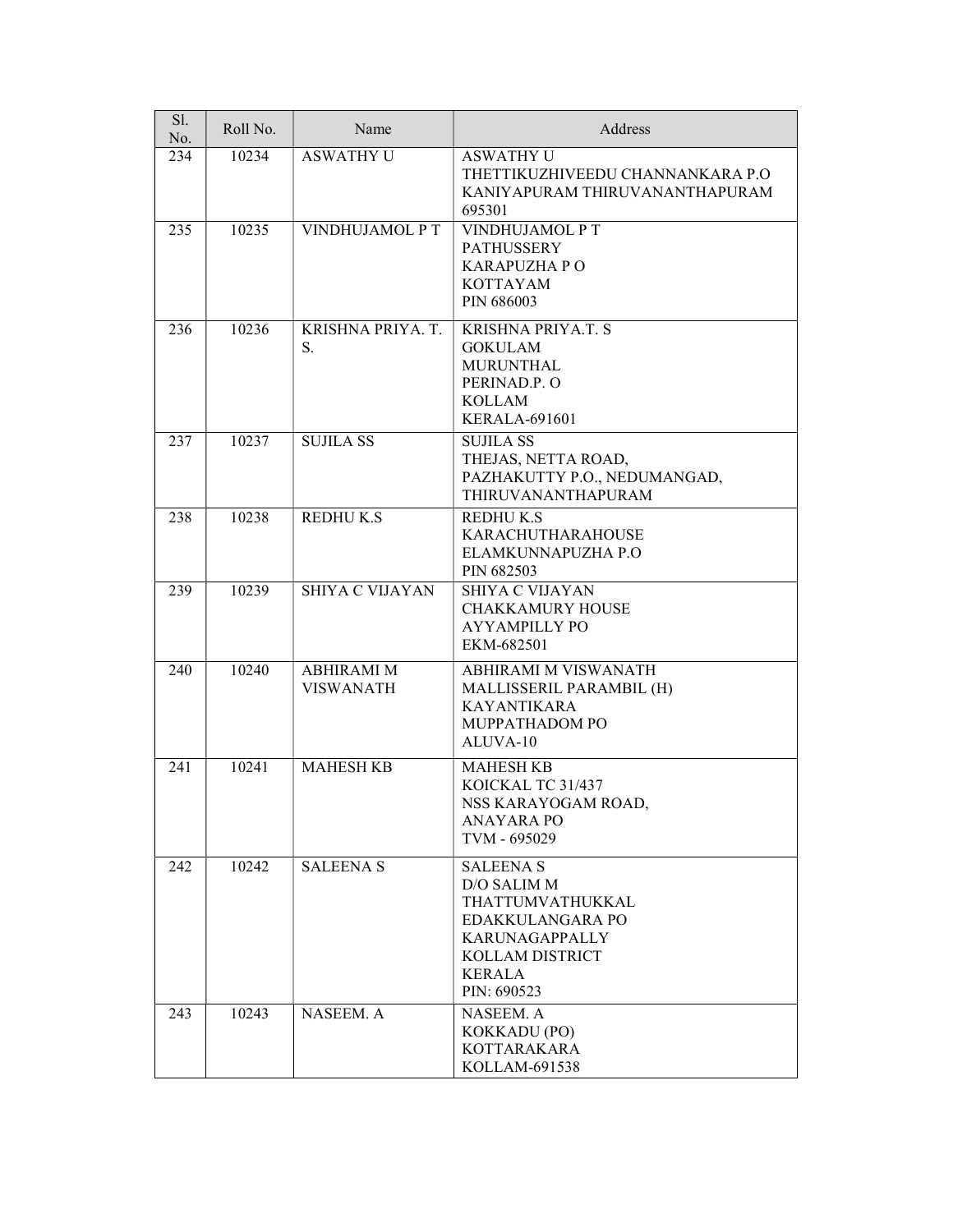| Sl. No. | Roll No. | Name | Address |
|---|---|---|---|
| 234 | 10234 | ASWATHY U | ASWATHY U<br>THETTIKUZHIVEEDU CHANNANKARA P.O<br>KANIYAPURAM THIRUVANANTHAPURAM<br>695301 |
| 235 | 10235 | VINDHUJAMOL P T | VINDHUJAMOL P T<br>PATHUSSERY<br>KARAPUZHA P O<br>KOTTAYAM<br>PIN 686003 |
| 236 | 10236 | KRISHNA PRIYA. T. S. | KRISHNA PRIYA.T. S<br>GOKULAM<br>MURUNTHAL<br>PERINAD.P. O<br>KOLLAM<br>KERALA-691601 |
| 237 | 10237 | SUJILA SS | SUJILA SS<br>THEJAS, NETTA ROAD,<br>PAZHAKUTTY P.O., NEDUMANGAD,<br>THIRUVANANTHAPURAM |
| 238 | 10238 | REDHU K.S | REDHU K.S<br>KARACHUTHARAHOUSE<br>ELAMKUNNAPUZHA P.O<br>PIN 682503 |
| 239 | 10239 | SHIYA C VIJAYAN | SHIYA C VIJAYAN<br>CHAKKAMURY HOUSE<br>AYYAMPILLY PO<br>EKM-682501 |
| 240 | 10240 | ABHIRAMI M VISWANATH | ABHIRAMI M VISWANATH<br>MALLISSERIL PARAMBIL (H)<br>KAYANTIKARA<br>MUPPATHADOM PO<br>ALUVA-10 |
| 241 | 10241 | MAHESH KB | MAHESH KB<br>KOICKAL TC 31/437<br>NSS KARAYOGAM ROAD,<br>ANAYARA PO<br>TVM - 695029 |
| 242 | 10242 | SALEENA S | SALEENA S<br>D/O SALIM M<br>THATTUMVATHUKKAL<br>EDAKKULANGARA PO<br>KARUNAGAPPALLY<br>KOLLAM DISTRICT<br>KERALA<br>PIN: 690523 |
| 243 | 10243 | NASEEM. A | NASEEM. A<br>KOKKADU (PO)<br>KOTTARAKARA<br>KOLLAM-691538 |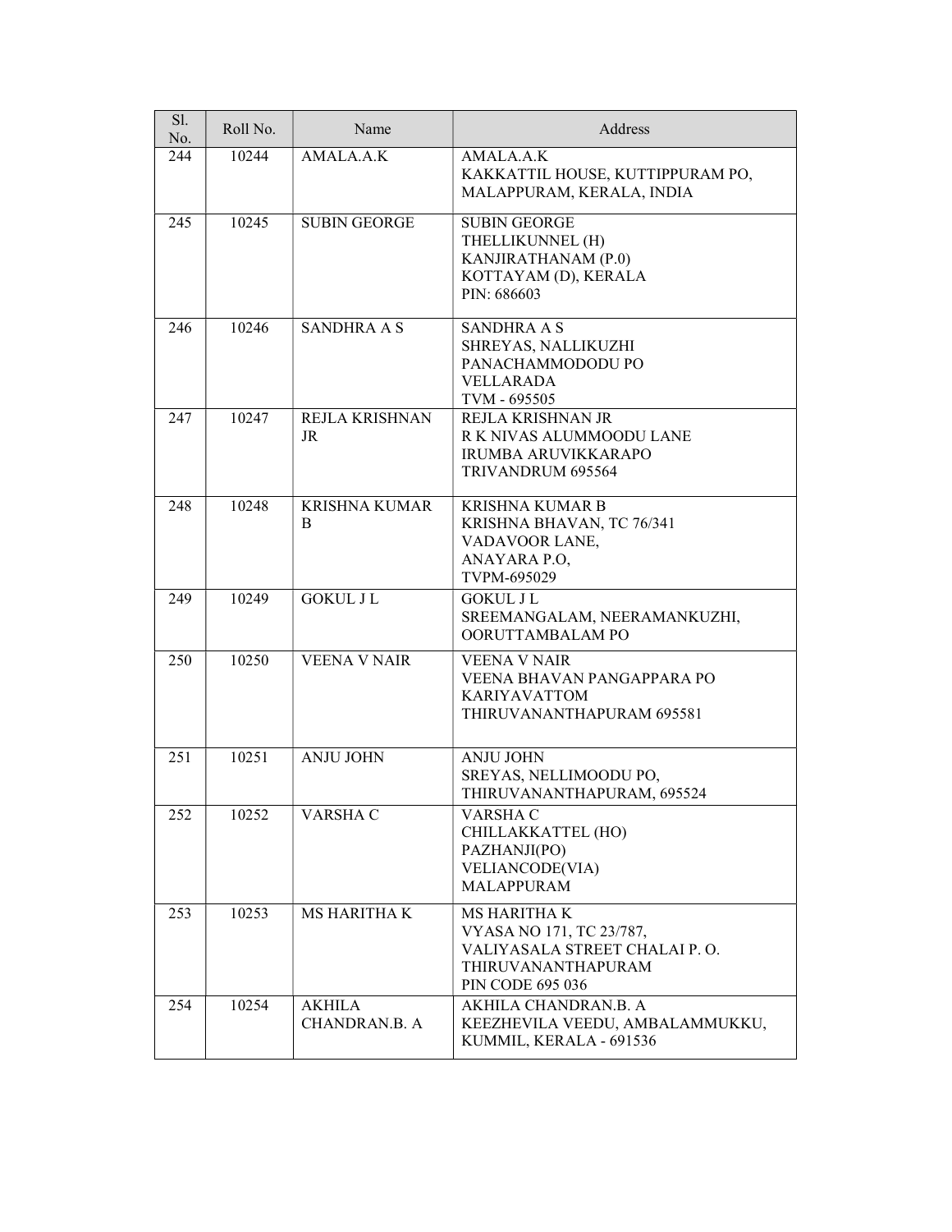| Sl. No. | Roll No. | Name | Address |
|---|---|---|---|
| 244 | 10244 | AMALA.A.K | AMALA.A.K<br>KAKKATTIL HOUSE, KUTTIPPURAM PO,<br>MALAPPURAM, KERALA, INDIA |
| 245 | 10245 | SUBIN GEORGE | SUBIN GEORGE<br>THELLIKUNNEL (H)<br>KANJIRATHANAM (P.0)<br>KOTTAYAM (D), KERALA<br>PIN: 686603 |
| 246 | 10246 | SANDHRA A S | SANDHRA A S<br>SHREYAS, NALLIKUZHI<br>PANACHAMMODODU PO<br>VELLARADA<br>TVM - 695505 |
| 247 | 10247 | REJLA KRISHNAN JR | REJLA KRISHNAN JR<br>R K NIVAS ALUMMOODU LANE<br>IRUMBA ARUVIKKARAPO<br>TRIVANDRUM 695564 |
| 248 | 10248 | KRISHNA KUMAR B | KRISHNA KUMAR B<br>KRISHNA BHAVAN, TC 76/341<br>VADAVOOR LANE,<br>ANAYARA P.O,<br>TVPM-695029 |
| 249 | 10249 | GOKUL J L | GOKUL J L<br>SREEMANGALAM, NEERAMANKUZHI,<br>OORUTTAMBALAM PO |
| 250 | 10250 | VEENA V NAIR | VEENA V NAIR<br>VEENA BHAVAN PANGAPPARA PO<br>KARIYAVATTOM<br>THIRUVANANTHAPURAM 695581 |
| 251 | 10251 | ANJU JOHN | ANJU JOHN<br>SREYAS, NELLIMOODU PO,<br>THIRUVANANTHAPURAM, 695524 |
| 252 | 10252 | VARSHA C | VARSHA C<br>CHILLAKKATTEL (HO)<br>PAZHANJI(PO)<br>VELIANCODE(VIA)<br>MALAPPURAM |
| 253 | 10253 | MS HARITHA K | MS HARITHA K<br>VYASA NO 171, TC 23/787,<br>VALIYASALA STREET CHALAI P. O.<br>THIRUVANANTHAPURAM<br>PIN CODE 695 036 |
| 254 | 10254 | AKHILA CHANDRAN.B. A | AKHILA CHANDRAN.B. A<br>KEEZHEVILA VEEDU, AMBALAMMUKKU,<br>KUMMIL, KERALA - 691536 |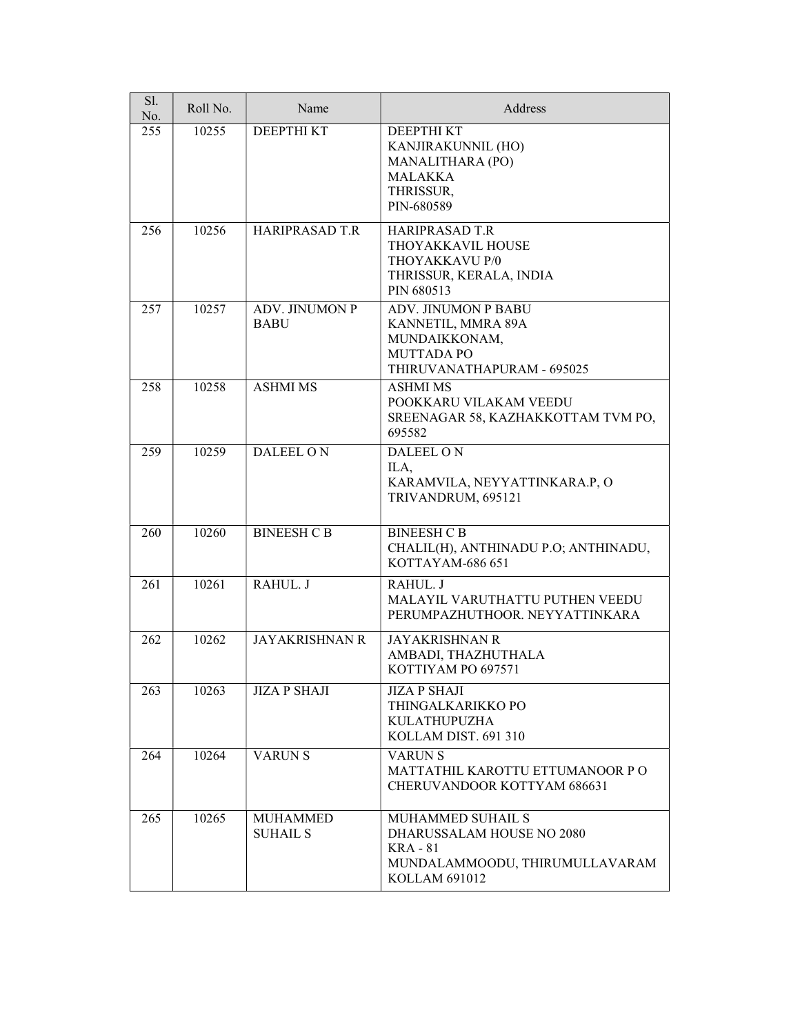| Sl. No. | Roll No. | Name | Address |
|---|---|---|---|
| 255 | 10255 | DEEPTHI KT | DEEPTHI KT<br>KANJIRAKUNNIL (HO)<br>MANALITHARA (PO)<br>MALAKKA<br>THRISSUR,<br>PIN-680589 |
| 256 | 10256 | HARIPRASAD T.R | HARIPRASAD T.R<br>THOYAKKAVIL HOUSE<br>THOYAKKAVU P/0<br>THRISSUR, KERALA, INDIA<br>PIN 680513 |
| 257 | 10257 | ADV. JINUMON P BABU | ADV. JINUMON P BABU<br>KANNETIL, MMRA 89A<br>MUNDAIKKONAM,<br>MUTTADA PO<br>THIRUVANATHAPURAM - 695025 |
| 258 | 10258 | ASHMI MS | ASHMI MS<br>POOKKARU VILAKAM VEEDU<br>SREENAGAR 58, KAZHAKKOTTAM TVM PO,<br>695582 |
| 259 | 10259 | DALEEL O N | DALEEL O N<br>ILA,<br>KARAMVILA, NEYYATTINKARA.P, O<br>TRIVANDRUM, 695121 |
| 260 | 10260 | BINEESH C B | BINEESH C B<br>CHALIL(H), ANTHINADU P.O; ANTHINADU,<br>KOTTAYAM-686 651 |
| 261 | 10261 | RAHUL. J | RAHUL. J<br>MALAYIL VARUTHATTU PUTHEN VEEDU<br>PERUMPAZHUTHOOR. NEYYATTINKARA |
| 262 | 10262 | JAYAKRISHNAN R | JAYAKRISHNAN R<br>AMBADI, THAZHUTHALA<br>KOTTIYAM PO 697571 |
| 263 | 10263 | JIZA P SHAJI | JIZA P SHAJI<br>THINGALKARIKKO PO<br>KULATHUPUZHA<br>KOLLAM DIST. 691 310 |
| 264 | 10264 | VARUN S | VARUN S<br>MATTATHIL KAROTTU ETTUMANOOR P O<br>CHERUVANDOOR KOTTYAM 686631 |
| 265 | 10265 | MUHAMMED SUHAIL S | MUHAMMED SUHAIL S<br>DHARUSSALAM HOUSE NO 2080<br>KRA - 81<br>MUNDALAMMOODU, THIRUMULLAVARAM<br>KOLLAM 691012 |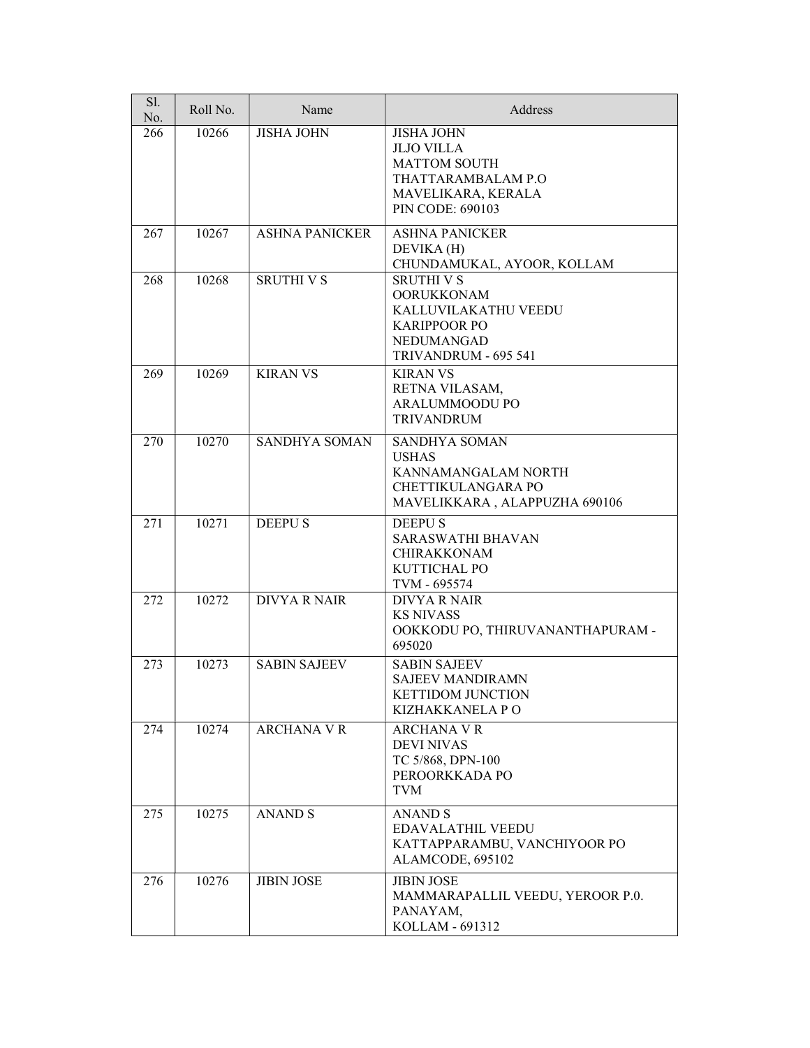| Sl. No. | Roll No. | Name | Address |
|---|---|---|---|
| 266 | 10266 | JISHA JOHN | JISHA JOHN<br>JLJO VILLA<br>MATTOM SOUTH<br>THATTARAMBALAM P.O<br>MAVELIKARA, KERALA<br>PIN CODE: 690103 |
| 267 | 10267 | ASHNA PANICKER | ASHNA PANICKER<br>DEVIKA (H)<br>CHUNDAMUKAL, AYOOR, KOLLAM |
| 268 | 10268 | SRUTHI V S | SRUTHI V S<br>OORUKKONAM<br>KALLUVILAKATHU VEEDU<br>KARIPPOOR PO<br>NEDUMANGAD<br>TRIVANDRUM - 695 541 |
| 269 | 10269 | KIRAN VS | KIRAN VS<br>RETNA VILASAM,<br>ARALUMMOODU PO<br>TRIVANDRUM |
| 270 | 10270 | SANDHYA SOMAN | SANDHYA SOMAN<br>USHAS<br>KANNAMANGALAM NORTH<br>CHETTIKULANGARA PO<br>MAVELIKKARA , ALAPPUZHA 690106 |
| 271 | 10271 | DEEPU S | DEEPU S<br>SARASWATHI BHAVAN<br>CHIRAKKONAM<br>KUTTICHAL PO<br>TVM - 695574 |
| 272 | 10272 | DIVYA R NAIR | DIVYA R NAIR<br>KS NIVASS<br>OOKKODU PO, THIRUVANANTHAPURAM - 695020 |
| 273 | 10273 | SABIN SAJEEV | SABIN SAJEEV<br>SAJEEV MANDIRAMN<br>KETTIDOM JUNCTION<br>KIZHAKKANELA P O |
| 274 | 10274 | ARCHANA V R | ARCHANA V R<br>DEVI NIVAS<br>TC 5/868, DPN-100<br>PEROORKKADA PO<br>TVM |
| 275 | 10275 | ANAND S | ANAND S<br>EDAVALATHIL VEEDU<br>KATTAPPARAMBU, VANCHIYOOR PO<br>ALAMCODE, 695102 |
| 276 | 10276 | JIBIN JOSE | JIBIN JOSE<br>MAMMARAPALLIL VEEDU, YEROOR P.0.<br>PANAYAM,<br>KOLLAM - 691312 |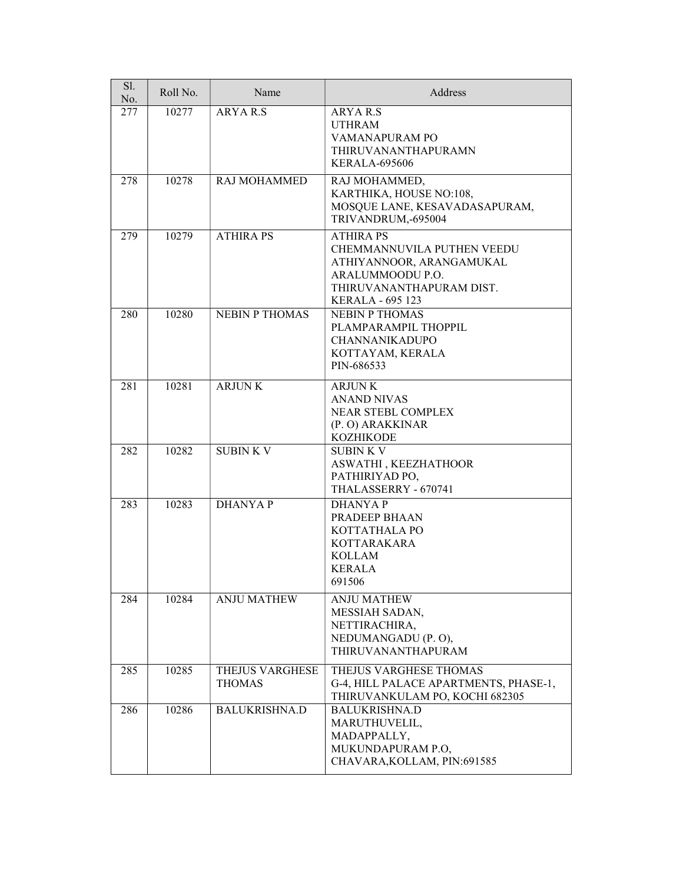| Sl. No. | Roll No. | Name | Address |
|---|---|---|---|
| 277 | 10277 | ARYA R.S | ARYA R.S<br>UTHRAM<br>VAMANAPURAM PO<br>THIRUVANANTHAPURAMN<br>KERALA-695606 |
| 278 | 10278 | RAJ MOHAMMED | RAJ MOHAMMED,<br>KARTHIKA, HOUSE NO:108,<br>MOSQUE LANE, KESAVADASAPURAM,<br>TRIVANDRUM,-695004 |
| 279 | 10279 | ATHIRA PS | ATHIRA PS<br>CHEMMANNUVILA PUTHEN VEEDU<br>ATHIYANNOOR, ARANGAMUKAL<br>ARALUMMOODU P.O.<br>THIRUVANANTHAPURAM DIST.<br>KERALA - 695 123 |
| 280 | 10280 | NEBIN P THOMAS | NEBIN P THOMAS<br>PLAMPARAMPIL THOPPIL<br>CHANNANIKADUPO<br>KOTTAYAM, KERALA<br>PIN-686533 |
| 281 | 10281 | ARJUN K | ARJUN K<br>ANAND NIVAS<br>NEAR STEBL COMPLEX<br>(P. O) ARAKKINAR<br>KOZHIKODE |
| 282 | 10282 | SUBIN K V | SUBIN K V<br>ASWATHI , KEEZHATHOOR<br>PATHIRIYAD PO,<br>THALASSERRY - 670741 |
| 283 | 10283 | DHANYA P | DHANYA P<br>PRADEEP BHAAN<br>KOTTATHALA PO<br>KOTTARAKARA<br>KOLLAM<br>KERALA<br>691506 |
| 284 | 10284 | ANJU MATHEW | ANJU MATHEW<br>MESSIAH SADAN,<br>NETTIRACHIRA,<br>NEDUMANGADU (P. O),<br>THIRUVANANTHAPURAM |
| 285 | 10285 | THEJUS VARGHESE THOMAS | THEJUS VARGHESE THOMAS<br>G-4, HILL PALACE APARTMENTS, PHASE-1,<br>THIRUVANKULAM PO, KOCHI 682305 |
| 286 | 10286 | BALUKRISHNA.D | BALUKRISHNA.D<br>MARUTHUVELIL,<br>MADAPPALLY,<br>MUKUNDAPURAM P.O,<br>CHAVARA,KOLLAM, PIN:691585 |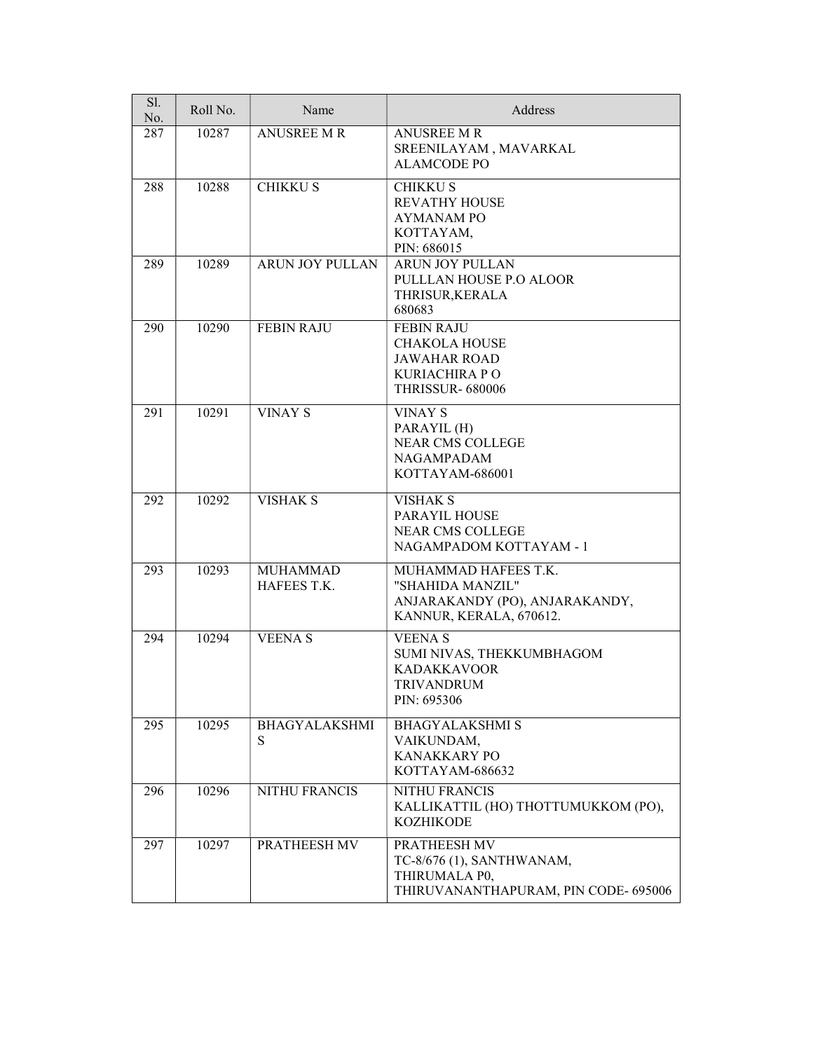| Sl. No. | Roll No. | Name | Address |
|---|---|---|---|
| 287 | 10287 | ANUSREE M R | ANUSREE M R<br>SREENILAYAM , MAVARKAL<br>ALAMCODE PO |
| 288 | 10288 | CHIKKU S | CHIKKU S<br>REVATHY HOUSE<br>AYMANAM PO<br>KOTTAYAM,<br>PIN: 686015 |
| 289 | 10289 | ARUN JOY PULLAN | ARUN JOY PULLAN<br>PULLLAN HOUSE P.O ALOOR<br>THRISUR,KERALA<br>680683 |
| 290 | 10290 | FEBIN RAJU | FEBIN RAJU<br>CHAKOLA HOUSE<br>JAWAHAR ROAD<br>KURIACHIRA P O<br>THRISSUR- 680006 |
| 291 | 10291 | VINAY S | VINAY S<br>PARAYIL (H)<br>NEAR CMS COLLEGE<br>NAGAMPADAM<br>KOTTAYAM-686001 |
| 292 | 10292 | VISHAK S | VISHAK S<br>PARAYIL HOUSE<br>NEAR CMS COLLEGE<br>NAGAMPADOM KOTTAYAM - 1 |
| 293 | 10293 | MUHAMMAD HAFEES T.K. | MUHAMMAD HAFEES T.K.<br>"SHAHIDA MANZIL"<br>ANJARAKANDY (PO), ANJARAKANDY,<br>KANNUR, KERALA, 670612. |
| 294 | 10294 | VEENA S | VEENA S<br>SUMI NIVAS, THEKKUMBHAGOM<br>KADAKKAVOOR<br>TRIVANDRUM<br>PIN: 695306 |
| 295 | 10295 | BHAGYALAKSHMI S | BHAGYALAKSHMI S<br>VAIKUNDAM,<br>KANAKKARY PO<br>KOTTAYAM-686632 |
| 296 | 10296 | NITHU FRANCIS | NITHU FRANCIS<br>KALLIKATTIL (HO) THOTTUMUKKOM (PO),<br>KOZHIKODE |
| 297 | 10297 | PRATHEESH MV | PRATHEESH MV<br>TC-8/676 (1), SANTHWANAM,<br>THIRUMALA P0,<br>THIRUVANANTHAPURAM, PIN CODE- 695006 |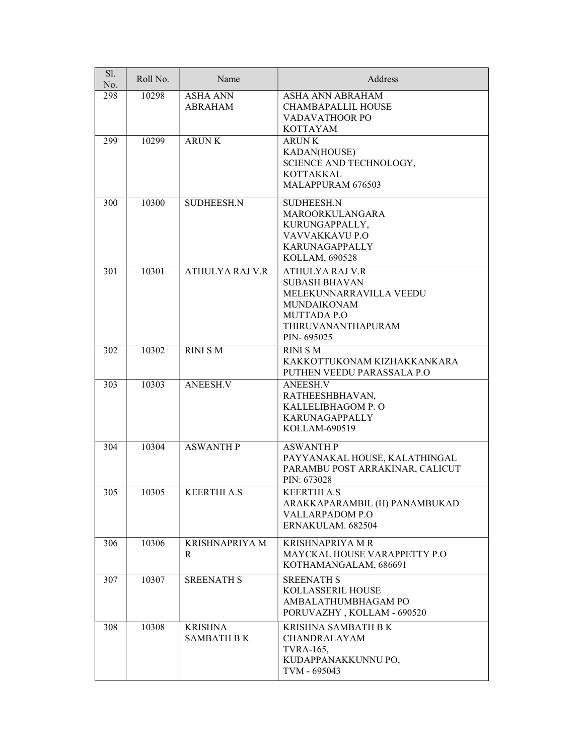| Sl. No. | Roll No. | Name | Address |
|---|---|---|---|
| 298 | 10298 | ASHA ANN ABRAHAM | ASHA ANN ABRAHAM<br>CHAMBAPALLIL HOUSE<br>VADAVATHOOR PO<br>KOTTAYAM |
| 299 | 10299 | ARUN K | ARUN K<br>KADAN(HOUSE)<br>SCIENCE AND TECHNOLOGY,<br>KOTTAKKAL<br>MALAPPURAM 676503 |
| 300 | 10300 | SUDHEESH.N | SUDHEESH.N<br>MAROORKULANGARA<br>KURUNGAPPALLY,<br>VAVVAKKAVU P.O<br>KARUNAGAPPALLY<br>KOLLAM, 690528 |
| 301 | 10301 | ATHULYA RAJ V.R | ATHULYA RAJ V.R<br>SUBASH BHAVAN<br>MELEKUNNARRAVILLA VEEDU<br>MUNDAIKONAM<br>MUTTADA P.O<br>THIRUVANANTHAPURAM<br>PIN- 695025 |
| 302 | 10302 | RINI S M | RINI S M<br>KAKKOTTUKONAM KIZHAKKANKARA<br>PUTHEN VEEDU PARASSALA P.O |
| 303 | 10303 | ANEESH.V | ANEESH.V<br>RATHEESHBHAVAN,<br>KALLELIBHAGOM P. O<br>KARUNAGAPPALLY<br>KOLLAM-690519 |
| 304 | 10304 | ASWANTH P | ASWANTH P<br>PAYYANAKAL HOUSE, KALATHINGAL<br>PARAMBU POST ARRAKINAR, CALICUT<br>PIN: 673028 |
| 305 | 10305 | KEERTHI A.S | KEERTHI A.S<br>ARAKKAPARAMBIL (H) PANAMBUKAD<br>VALLARPADOM P.O<br>ERNAKULAM. 682504 |
| 306 | 10306 | KRISHNAPRIYA M R | KRISHNAPRIYA M R<br>MAYCKAL HOUSE VARAPPETTY P.O<br>KOTHAMANGALAM, 686691 |
| 307 | 10307 | SREENATH S | SREENATH S<br>KOLLASSERIL HOUSE<br>AMBALATHUMBHAGAM PO<br>PORUVAZHY , KOLLAM - 690520 |
| 308 | 10308 | KRISHNA SAMBATH B K | KRISHNA SAMBATH B K<br>CHANDRALAYAM<br>TVRA-165,<br>KUDAPPANAKKUNNU PO,<br>TVM - 695043 |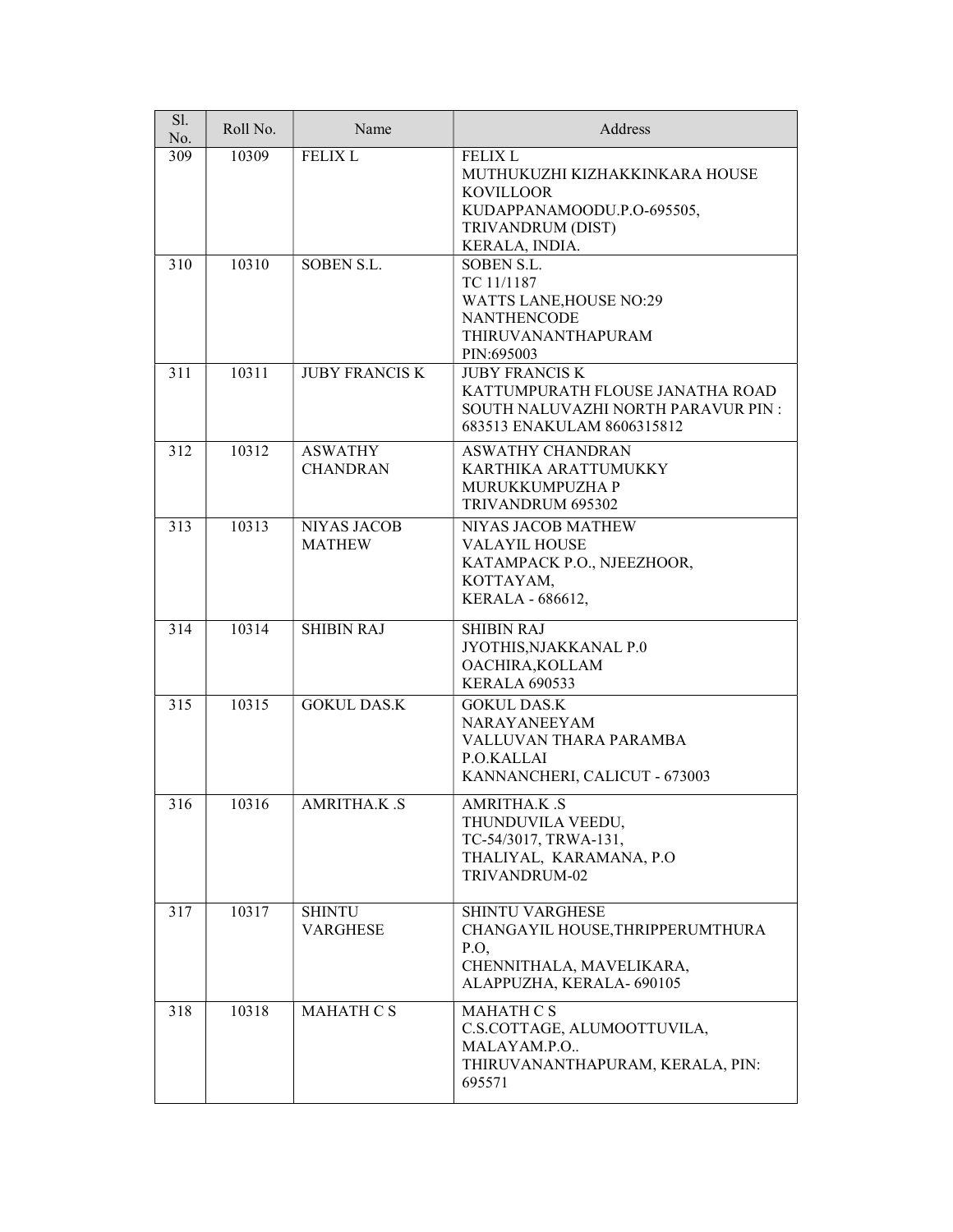| Sl. No. | Roll No. | Name | Address |
|---|---|---|---|
| 309 | 10309 | FELIX L | FELIX L<br>MUTHUKUZHI KIZHAKKINKARA HOUSE<br>KOVILLOOR<br>KUDAPPANAMOODU.P.O-695505,<br>TRIVANDRUM (DIST)<br>KERALA, INDIA. |
| 310 | 10310 | SOBEN S.L. | SOBEN S.L.<br>TC 11/1187<br>WATTS LANE,HOUSE NO:29<br>NANTHENCODE<br>THIRUVANANTHAPURAM<br>PIN:695003 |
| 311 | 10311 | JUBY FRANCIS K | JUBY FRANCIS K<br>KATTUMPURATH FLOUSE JANATHA ROAD<br>SOUTH NALUVAZHI NORTH PARAVUR PIN :<br>683513 ENAKULAM 8606315812 |
| 312 | 10312 | ASWATHY CHANDRAN | ASWATHY CHANDRAN<br>KARTHIKA ARATTUMUKKY<br>MURUKKUMPUZHA P<br>TRIVANDRUM 695302 |
| 313 | 10313 | NIYAS JACOB MATHEW | NIYAS JACOB MATHEW<br>VALAYIL HOUSE<br>KATAMPACK P.O., NJEEZHOOR,<br>KOTTAYAM,<br>KERALA - 686612, |
| 314 | 10314 | SHIBIN RAJ | SHIBIN RAJ<br>JYOTHIS,NJAKKANAL P.0<br>OACHIRA,KOLLAM<br>KERALA 690533 |
| 315 | 10315 | GOKUL DAS.K | GOKUL DAS.K<br>NARAYANEEYAM<br>VALLUVAN THARA PARAMBA<br>P.O.KALLAI<br>KANNANCHERI, CALICUT - 673003 |
| 316 | 10316 | AMRITHA.K .S | AMRITHA.K .S<br>THUNDUVILA VEEDU,<br>TC-54/3017, TRWA-131,<br>THALIYAL, KARAMANA, P.O<br>TRIVANDRUM-02 |
| 317 | 10317 | SHINTU VARGHESE | SHINTU VARGHESE<br>CHANGAYIL HOUSE,THRIPPERUMTHURA<br>P.O,<br>CHENNITHALA, MAVELIKARA,<br>ALAPPUZHA, KERALA- 690105 |
| 318 | 10318 | MAHATH C S | MAHATH C S<br>C.S.COTTAGE, ALUMOOTTUVILA,<br>MALAYAM.P.O..<br>THIRUVANANTHAPURAM, KERALA, PIN:<br>695571 |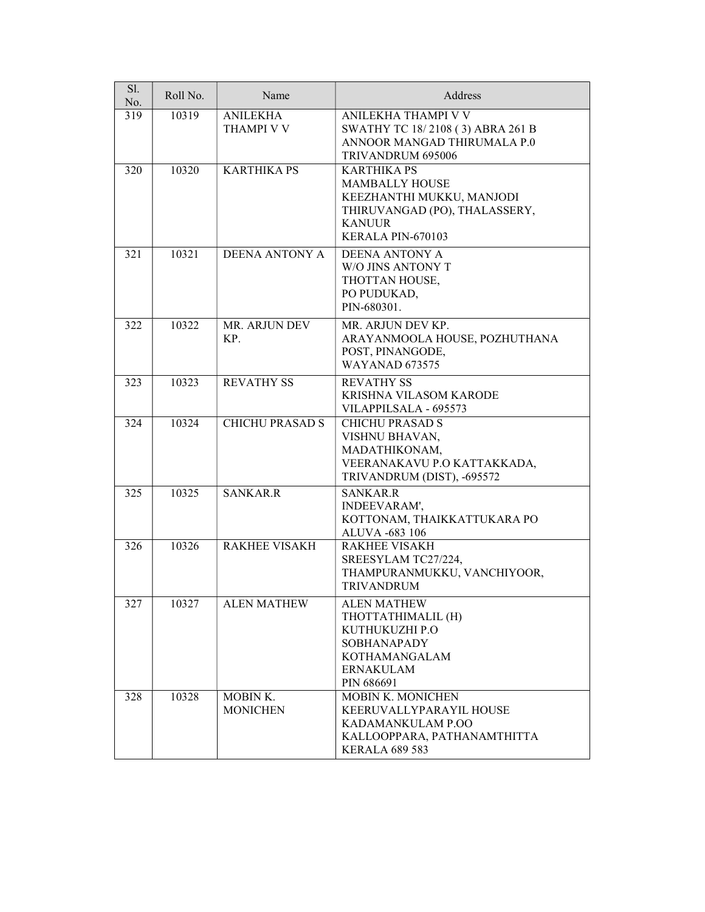| Sl. No. | Roll No. | Name | Address |
|---|---|---|---|
| 319 | 10319 | ANILEKHA THAMPI V V | ANILEKHA THAMPI V V<br>SWATHY TC 18/ 2108 ( 3) ABRA 261 B<br>ANNOOR MANGAD THIRUMALA P.0<br>TRIVANDRUM 695006 |
| 320 | 10320 | KARTHIKA PS | KARTHIKA PS<br>MAMBALLY HOUSE<br>KEEZHANTHI MUKKU, MANJODI<br>THIRUVANGAD (PO), THALASSERY,<br>KANUUR<br>KERALA PIN-670103 |
| 321 | 10321 | DEENA ANTONY A | DEENA ANTONY A<br>W/O JINS ANTONY T<br>THOTTAN HOUSE,<br>PO PUDUKAD,<br>PIN-680301. |
| 322 | 10322 | MR. ARJUN DEV KP. | MR. ARJUN DEV KP.<br>ARAYANMOOLA HOUSE, POZHUTHANA<br>POST, PINANGODE,<br>WAYANAD 673575 |
| 323 | 10323 | REVATHY SS | REVATHY SS<br>KRISHNA VILASOM KARODE<br>VILAPPILSALA - 695573 |
| 324 | 10324 | CHICHU PRASAD S | CHICHU PRASAD S<br>VISHNU BHAVAN,<br>MADATHIKONAM,<br>VEERANAKAVU P.O KATTAKKADA,<br>TRIVANDRUM (DIST), -695572 |
| 325 | 10325 | SANKAR.R | SANKAR.R<br>INDEEVARAM',<br>KOTTONAM, THAIKKATTUKARA PO<br>ALUVA -683 106 |
| 326 | 10326 | RAKHEE VISAKH | RAKHEE VISAKH<br>SREESYLAM TC27/224,<br>THAMPURANMUKKU, VANCHIYOOR,<br>TRIVANDRUM |
| 327 | 10327 | ALEN MATHEW | ALEN MATHEW<br>THOTTATHIMALIL (H)<br>KUTHUKUZHI P.O<br>SOBHANAPADY<br>KOTHAMANGALAM<br>ERNAKULAM<br>PIN 686691 |
| 328 | 10328 | MOBIN K. MONICHEN | MOBIN K. MONICHEN<br>KEERUVALLYPARAYIL HOUSE<br>KADAMANKULAM P.OO<br>KALLOOPPARA, PATHANAMTHITTA<br>KERALA 689 583 |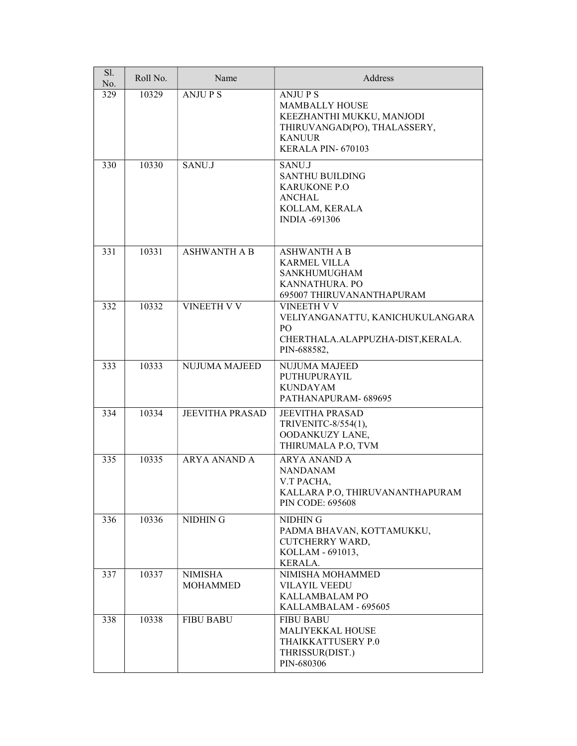| Sl. No. | Roll No. | Name | Address |
|---|---|---|---|
| 329 | 10329 | ANJU P S | ANJU P S<br>MAMBALLY HOUSE<br>KEEZHANTHI MUKKU, MANJODI<br>THIRUVANGAD(PO), THALASSERY,<br>KANUUR<br>KERALA PIN- 670103 |
| 330 | 10330 | SANU.J | SANU.J<br>SANTHU BUILDING<br>KARUKONE P.O<br>ANCHAL<br>KOLLAM, KERALA<br>INDIA -691306 |
| 331 | 10331 | ASHWANTH A B | ASHWANTH A B<br>KARMEL VILLA<br>SANKHUMUGHAM<br>KANNATHURA. PO<br>695007 THIRUVANANTHAPURAM |
| 332 | 10332 | VINEETH V V | VINEETH V V<br>VELIYANGANATTU, KANICHUKULANGARA PO<br>CHERTHALA.ALAPPUZHA-DIST,KERALA.<br>PIN-688582, |
| 333 | 10333 | NUJUMA MAJEED | NUJUMA MAJEED<br>PUTHUPURAYIL<br>KUNDAYAM<br>PATHANAPURAM- 689695 |
| 334 | 10334 | JEEVITHA PRASAD | JEEVITHA PRASAD<br>TRIVENITC-8/554(1),<br>OODANKUZY LANE,<br>THIRUMALA P.O, TVM |
| 335 | 10335 | ARYA ANAND A | ARYA ANAND A<br>NANDANAM<br>V.T PACHA,<br>KALLARA P.O, THIRUVANANTHAPURAM<br>PIN CODE: 695608 |
| 336 | 10336 | NIDHIN G | NIDHIN G<br>PADMA BHAVAN, KOTTAMUKKU,<br>CUTCHERRY WARD,<br>KOLLAM - 691013,<br>KERALA. |
| 337 | 10337 | NIMISHA MOHAMMED | NIMISHA MOHAMMED<br>VILAYIL VEEDU<br>KALLAMBALAM PO<br>KALLAMBALAM - 695605 |
| 338 | 10338 | FIBU BABU | FIBU BABU<br>MALIYEKKAL HOUSE<br>THAIKKATTUSERY P.0<br>THRISSUR(DIST.)<br>PIN-680306 |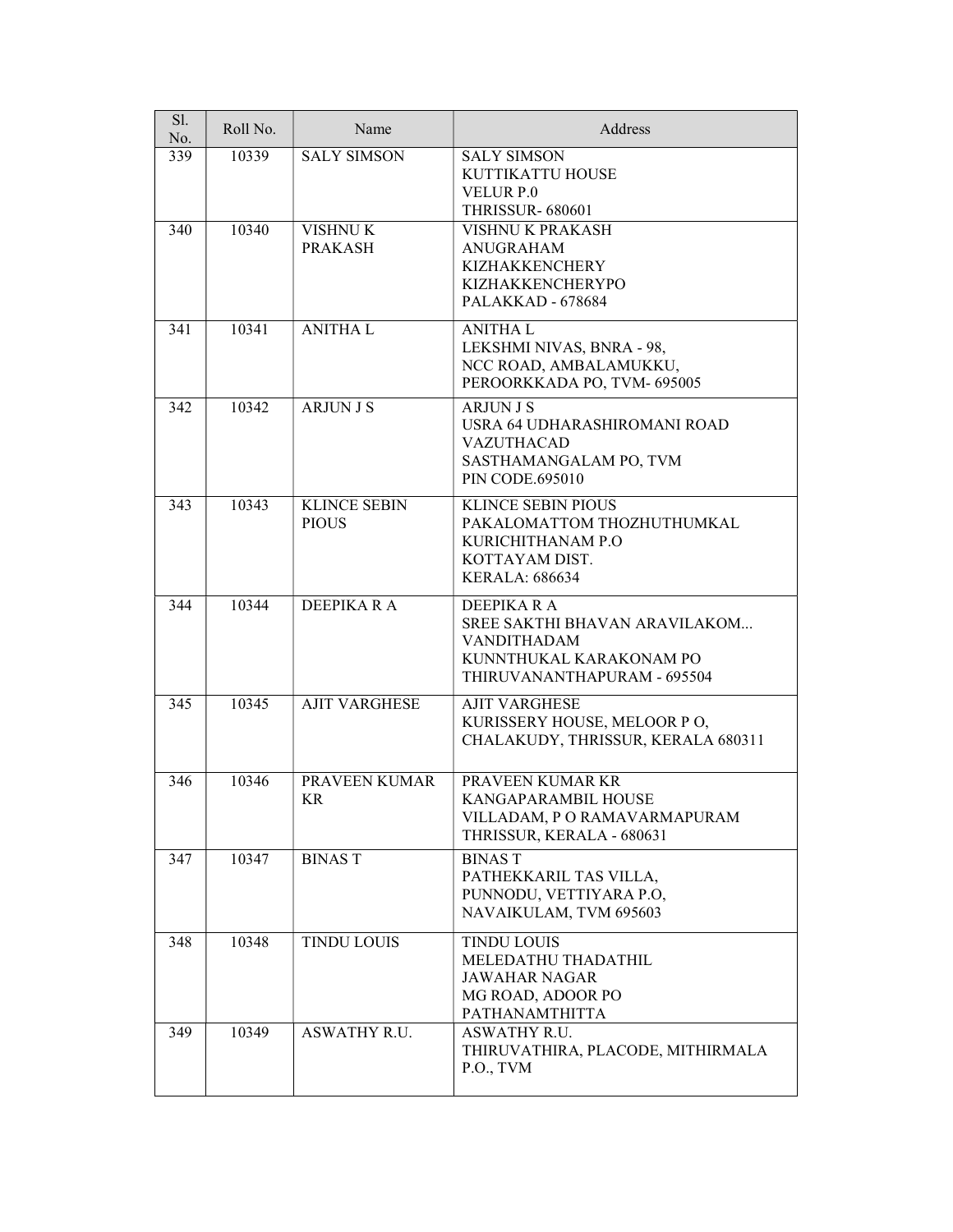| Sl. No. | Roll No. | Name | Address |
| --- | --- | --- | --- |
| 339 | 10339 | SALY SIMSON | SALY SIMSON<br>KUTTIKATTU HOUSE<br>VELUR P.0<br>THRISSUR- 680601 |
| 340 | 10340 | VISHNU K PRAKASH | VISHNU K PRAKASH<br>ANUGRAHAM<br>KIZHAKKENCHERY<br>KIZHAKKENCHERYPO<br>PALAKKAD - 678684 |
| 341 | 10341 | ANITHA L | ANITHA L<br>LEKSHMI NIVAS, BNRA - 98,<br>NCC ROAD, AMBALAMUKKU,<br>PEROORKKADA PO, TVM- 695005 |
| 342 | 10342 | ARJUN J S | ARJUN J S<br>USRA 64 UDHARASHIROMANI ROAD<br>VAZUTHACAD<br>SASTHAMANGALAM PO, TVM<br>PIN CODE.695010 |
| 343 | 10343 | KLINCE SEBIN PIOUS | KLINCE SEBIN PIOUS<br>PAKALOMATTOM THOZHUTHUMKAL<br>KURICHITHANAM P.O<br>KOTTAYAM DIST.<br>KERALA: 686634 |
| 344 | 10344 | DEEPIKA R A | DEEPIKA R A<br>SREE SAKTHI BHAVAN ARAVILAKOM...<br>VANDITHADAM<br>KUNNTHUKAL KARAKONAM PO<br>THIRUVANANTHAPURAM - 695504 |
| 345 | 10345 | AJIT VARGHESE | AJIT VARGHESE<br>KURISSERY HOUSE, MELOOR P O,<br>CHALAKUDY, THRISSUR, KERALA 680311 |
| 346 | 10346 | PRAVEEN KUMAR KR | PRAVEEN KUMAR KR<br>KANGAPARAMBIL HOUSE<br>VILLADAM, P O RAMAVARMAPURAM<br>THRISSUR, KERALA - 680631 |
| 347 | 10347 | BINAS T | BINAS T<br>PATHEKKARIL TAS VILLA,<br>PUNNODU, VETTIYARA P.O,<br>NAVAIKULAM, TVM 695603 |
| 348 | 10348 | TINDU LOUIS | TINDU LOUIS<br>MELEDATHU THADATHIL<br>JAWAHAR NAGAR<br>MG ROAD, ADOOR PO<br>PATHANAMTHITTA |
| 349 | 10349 | ASWATHY R.U. | ASWATHY R.U.<br>THIRUVATHIRA, PLACODE, MITHIRMALA<br>P.O., TVM |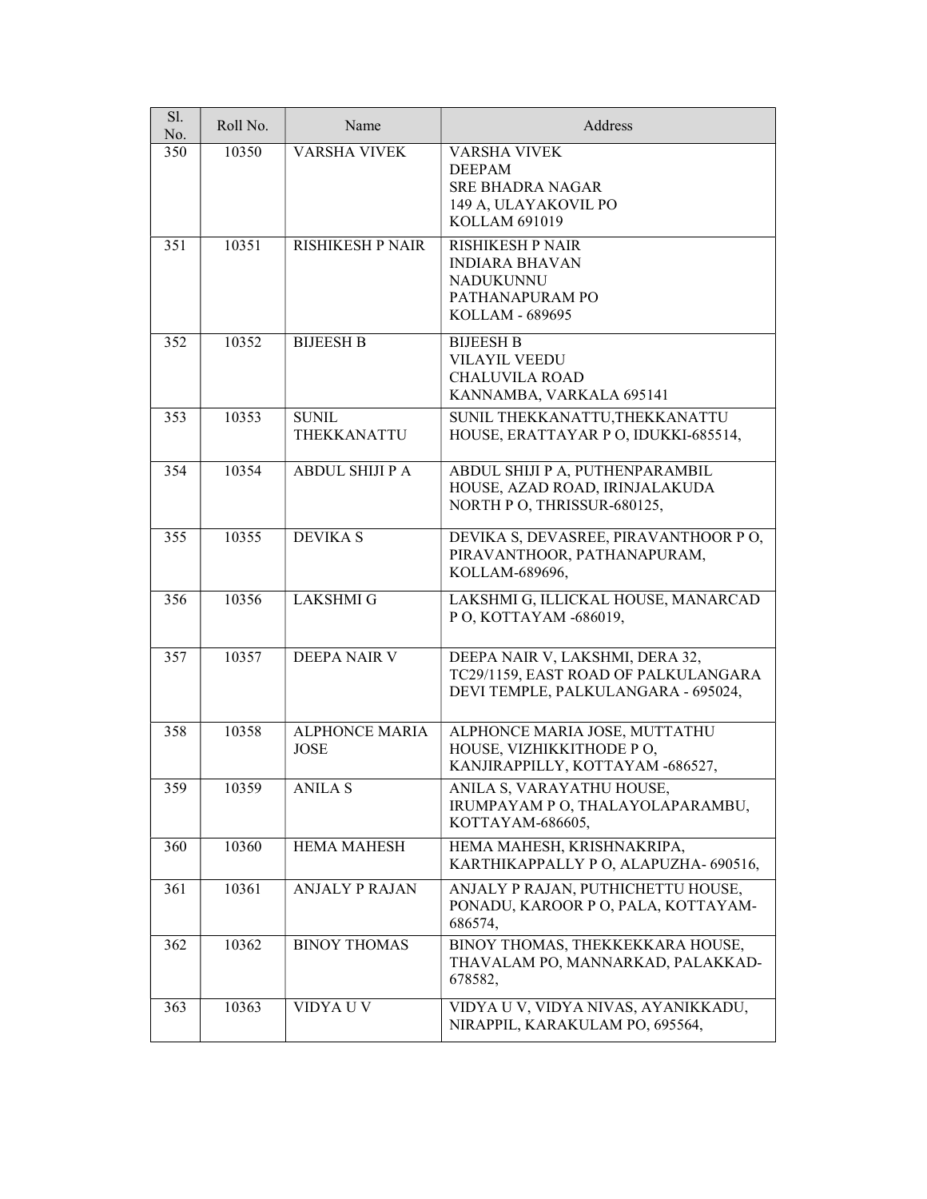| Sl. No. | Roll No. | Name | Address |
|---|---|---|---|
| 350 | 10350 | VARSHA VIVEK | VARSHA VIVEK<br>DEEPAM<br>SRE BHADRA NAGAR<br>149 A, ULAYAKOVIL PO<br>KOLLAM 691019 |
| 351 | 10351 | RISHIKESH P NAIR | RISHIKESH P NAIR<br>INDIARA BHAVAN<br>NADUKUNNU<br>PATHANAPURAM PO<br>KOLLAM - 689695 |
| 352 | 10352 | BIJEESH B | BIJEESH B<br>VILAYIL VEEDU<br>CHALUVILA ROAD<br>KANNAMBA, VARKALA 695141 |
| 353 | 10353 | SUNIL THEKKANATTU | SUNIL THEKKANATTU,THEKKANATTU HOUSE, ERATTAYAR P O, IDUKKI-685514, |
| 354 | 10354 | ABDUL SHIJI P A | ABDUL SHIJI P A, PUTHENPARAMBIL HOUSE, AZAD ROAD, IRINJALAKUDA NORTH P O, THRISSUR-680125, |
| 355 | 10355 | DEVIKA S | DEVIKA S, DEVASREE, PIRAVANTHOOR P O, PIRAVANTHOOR, PATHANAPURAM, KOLLAM-689696, |
| 356 | 10356 | LAKSHMI G | LAKSHMI G, ILLICKAL HOUSE, MANARCAD P O, KOTTAYAM -686019, |
| 357 | 10357 | DEEPA NAIR V | DEEPA NAIR V, LAKSHMI, DERA 32, TC29/1159, EAST ROAD OF PALKULANGARA DEVI TEMPLE, PALKULANGARA - 695024, |
| 358 | 10358 | ALPHONCE MARIA JOSE | ALPHONCE MARIA JOSE, MUTTATHU HOUSE, VIZHIKKITHODE P O, KANJIRAPPILLY, KOTTAYAM -686527, |
| 359 | 10359 | ANILA S | ANILA S, VARAYATHU HOUSE, IRUMPAYAM P O, THALAYOLAPARAMBU, KOTTAYAM-686605, |
| 360 | 10360 | HEMA MAHESH | HEMA MAHESH, KRISHNAKRIPA, KARTHIKAPPALLY P O, ALAPUZHA- 690516, |
| 361 | 10361 | ANJALY P RAJAN | ANJALY P RAJAN, PUTHICHETTU HOUSE, PONADU, KAROOR P O, PALA, KOTTAYAM-686574, |
| 362 | 10362 | BINOY THOMAS | BINOY THOMAS, THEKKEKKARA HOUSE, THAVALAM PO, MANNARKAD, PALAKKAD-678582, |
| 363 | 10363 | VIDYA U V | VIDYA U V, VIDYA NIVAS, AYANIKKADU, NIRAPPIL, KARAKULAM PO, 695564, |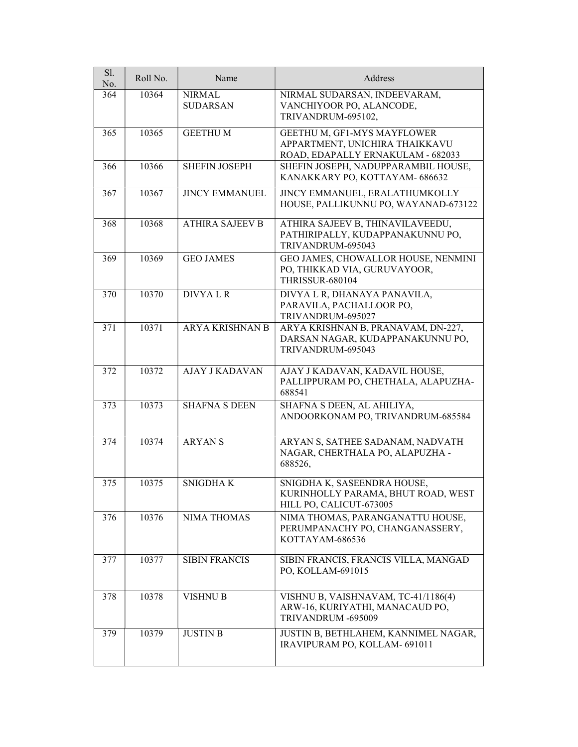| Sl. No. | Roll No. | Name | Address |
|---|---|---|---|
| 364 | 10364 | NIRMAL SUDARSAN | NIRMAL SUDARSAN, INDEEVARAM, VANCHIYOOR PO, ALANCODE, TRIVANDRUM-695102, |
| 365 | 10365 | GEETHU M | GEETHU M, GF1-MYS MAYFLOWER APPARTMENT, UNICHIRA THAIKKAVU ROAD, EDAPALLY ERNAKULAM - 682033 |
| 366 | 10366 | SHEFIN JOSEPH | SHEFIN JOSEPH, NADUPPARAMBIL HOUSE, KANAKKARY PO, KOTTAYAM- 686632 |
| 367 | 10367 | JINCY EMMANUEL | JINCY EMMANUEL, ERALATHUMKOLLY HOUSE, PALLIKUNNU PO, WAYANAD-673122 |
| 368 | 10368 | ATHIRA SAJEEV B | ATHIRA SAJEEV B, THINAVILAVEEDU, PATHIRIPALLY, KUDAPPANAKUNNU PO, TRIVANDRUM-695043 |
| 369 | 10369 | GEO JAMES | GEO JAMES, CHOWALLOR HOUSE, NENMINI PO, THIKKAD VIA, GURUVAYOOR, THRISSUR-680104 |
| 370 | 10370 | DIVYA L R | DIVYA L R, DHANAYA PANAVILA, PARAVILA, PACHALLOOR PO, TRIVANDRUM-695027 |
| 371 | 10371 | ARYA KRISHNAN B | ARYA KRISHNAN B, PRANAVAM, DN-227, DARSAN NAGAR, KUDAPPANAKUNNU PO, TRIVANDRUM-695043 |
| 372 | 10372 | AJAY J KADAVAN | AJAY J KADAVAN, KADAVIL HOUSE, PALLIPPURAM PO, CHETHALA, ALAPUZHA-688541 |
| 373 | 10373 | SHAFNA S DEEN | SHAFNA S DEEN, AL AHILIYA, ANDOORKONAM PO, TRIVANDRUM-685584 |
| 374 | 10374 | ARYAN S | ARYAN S, SATHEE SADANAM, NADVATH NAGAR, CHERTHALA PO, ALAPUZHA - 688526, |
| 375 | 10375 | SNIGDHA K | SNIGDHA K, SASEENDRA HOUSE, KURINHOLLY PARAMA, BHUT ROAD, WEST HILL PO, CALICUT-673005 |
| 376 | 10376 | NIMA THOMAS | NIMA THOMAS, PARANGANATTU HOUSE, PERUMPANACHY PO, CHANGANASSERY, KOTTAYAM-686536 |
| 377 | 10377 | SIBIN FRANCIS | SIBIN FRANCIS, FRANCIS VILLA, MANGAD PO, KOLLAM-691015 |
| 378 | 10378 | VISHNU B | VISHNU B, VAISHNAVAM, TC-41/1186(4) ARW-16, KURIYATHI, MANACAUD PO, TRIVANDRUM -695009 |
| 379 | 10379 | JUSTIN B | JUSTIN B, BETHLAHEM, KANNIMEL NAGAR, IRAVIPURAM PO, KOLLAM- 691011 |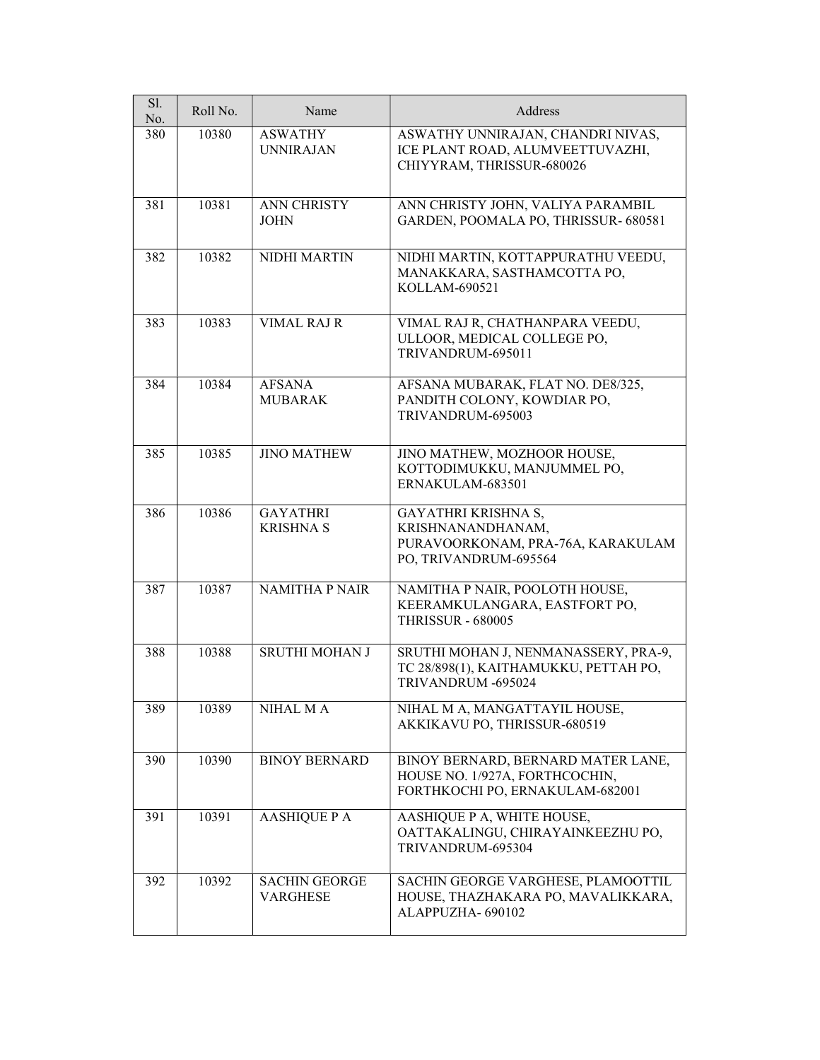| Sl. No. | Roll No. | Name | Address |
|---|---|---|---|
| 380 | 10380 | ASWATHY UNNIRAJAN | ASWATHY UNNIRAJAN, CHANDRI NIVAS, ICE PLANT ROAD, ALUMVEETTUVAZHI, CHIYYRAM, THRISSUR-680026 |
| 381 | 10381 | ANN CHRISTY JOHN | ANN CHRISTY JOHN, VALIYA PARAMBIL GARDEN, POOMALA PO, THRISSUR- 680581 |
| 382 | 10382 | NIDHI MARTIN | NIDHI MARTIN, KOTTAPPURATHU VEEDU, MANAKKARA, SASTHAMCOTTA PO, KOLLAM-690521 |
| 383 | 10383 | VIMAL RAJ R | VIMAL RAJ R, CHATHANPARA VEEDU, ULLOOR, MEDICAL COLLEGE PO, TRIVANDRUM-695011 |
| 384 | 10384 | AFSANA MUBARAK | AFSANA MUBARAK, FLAT NO. DE8/325, PANDITH COLONY, KOWDIAR PO, TRIVANDRUM-695003 |
| 385 | 10385 | JINO MATHEW | JINO MATHEW, MOZHOOR HOUSE, KOTTODIMUKKU, MANJUMMEL PO, ERNAKULAM-683501 |
| 386 | 10386 | GAYATHRI KRISHNA S | GAYATHRI KRISHNA S, KRISHNANANDHANAM, PURAVOORKONAM, PRA-76A, KARAKULAM PO, TRIVANDRUM-695564 |
| 387 | 10387 | NAMITHA P NAIR | NAMITHA P NAIR, POOLOTH HOUSE, KEERAMKULANGARA, EASTFORT PO, THRISSUR - 680005 |
| 388 | 10388 | SRUTHI MOHAN J | SRUTHI MOHAN J, NENMANASSERY, PRA-9, TC 28/898(1), KAITHAMUKKU, PETTAH PO, TRIVANDRUM -695024 |
| 389 | 10389 | NIHAL M A | NIHAL M A, MANGATTAYIL HOUSE, AKKIKAVU PO, THRISSUR-680519 |
| 390 | 10390 | BINOY BERNARD | BINOY BERNARD, BERNARD MATER LANE, HOUSE NO. 1/927A, FORTHCOCHIN, FORTHKOCHI PO, ERNAKULAM-682001 |
| 391 | 10391 | AASHIQUE P A | AASHIQUE P A, WHITE HOUSE, OATTAKALINGU, CHIRAYAINKEEZHU PO, TRIVANDRUM-695304 |
| 392 | 10392 | SACHIN GEORGE VARGHESE | SACHIN GEORGE VARGHESE, PLAMOOTTIL HOUSE, THAZHAKARA PO, MAVALIKKARA, ALAPPUZHA- 690102 |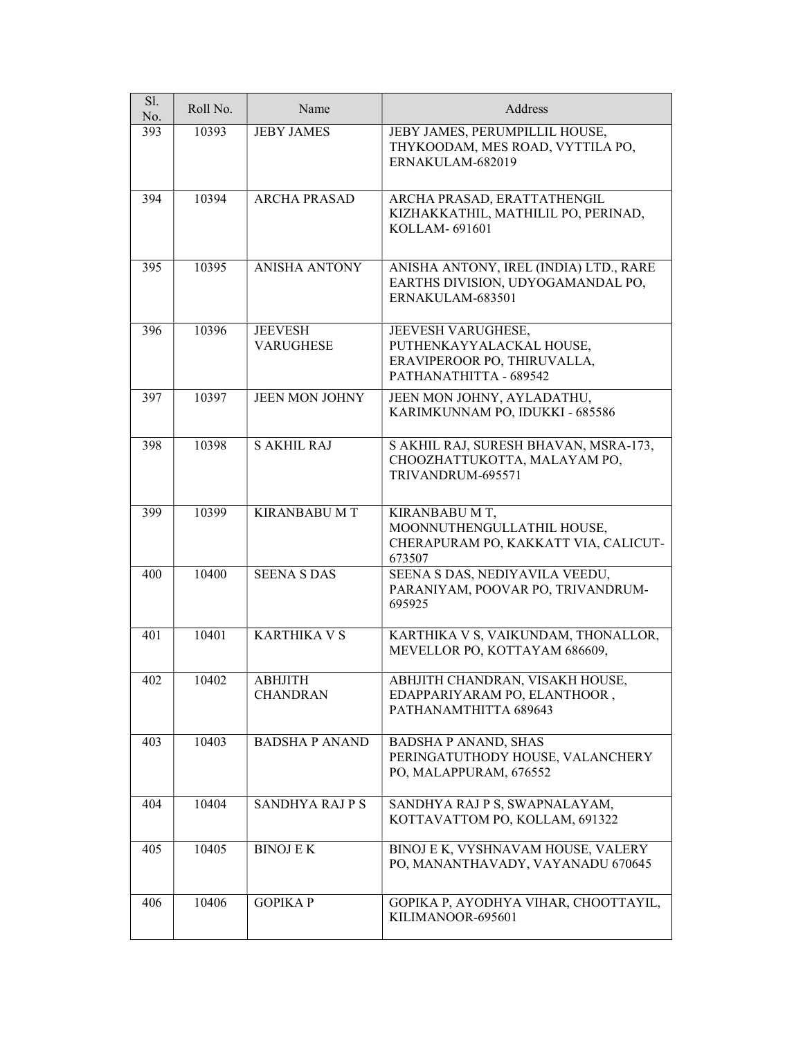| Sl. No. | Roll No. | Name | Address |
|---|---|---|---|
| 393 | 10393 | JEBY JAMES | JEBY JAMES, PERUMPILLIL HOUSE, THYKOODAM, MES ROAD, VYTTILA PO, ERNAKULAM-682019 |
| 394 | 10394 | ARCHA PRASAD | ARCHA PRASAD, ERATTATHENGIL KIZHAKKATHIL, MATHILIL PO, PERINAD, KOLLAM- 691601 |
| 395 | 10395 | ANISHA ANTONY | ANISHA ANTONY, IREL (INDIA) LTD., RARE EARTHS DIVISION, UDYOGAMANDAL PO, ERNAKULAM-683501 |
| 396 | 10396 | JEEVESH VARUGHESE | JEEVESH VARUGHESE, PUTHENKAYYALACKAL HOUSE, ERAVIPEROOR PO, THIRUVALLA, PATHANATHITTA - 689542 |
| 397 | 10397 | JEEN MON JOHNY | JEEN MON JOHNY, AYLADATHU, KARIMKUNNAM PO, IDUKKI - 685586 |
| 398 | 10398 | S AKHIL RAJ | S AKHIL RAJ, SURESH BHAVAN, MSRA-173, CHOOZHATTUKOTTA, MALAYAM PO, TRIVANDRUM-695571 |
| 399 | 10399 | KIRANBABU M T | KIRANBABU M T, MOONNUTHENGULLATHIL HOUSE, CHERAPURAM PO, KAKKATT VIA, CALICUT-673507 |
| 400 | 10400 | SEENA S DAS | SEENA S DAS, NEDIYAVILA VEEDU, PARANIYAM, POOVAR PO, TRIVANDRUM-695925 |
| 401 | 10401 | KARTHIKA V S | KARTHIKA V S, VAIKUNDAM, THONALLOR, MEVELLOR PO, KOTTAYAM 686609, |
| 402 | 10402 | ABHJITH CHANDRAN | ABHJITH CHANDRAN, VISAKH HOUSE, EDAPPARIYARAM PO, ELANTHOOR , PATHANAMTHITTA 689643 |
| 403 | 10403 | BADSHA P ANAND | BADSHA P ANAND, SHAS PERINGATUTHODY HOUSE, VALANCHERY PO, MALAPPURAM, 676552 |
| 404 | 10404 | SANDHYA RAJ P S | SANDHYA RAJ P S, SWAPNALAYAM, KOTTAVATTOM PO, KOLLAM, 691322 |
| 405 | 10405 | BINOJ E K | BINOJ E K, VYSHNAVAM HOUSE, VALERY PO, MANANTHAVADY, VAYANADU 670645 |
| 406 | 10406 | GOPIKA P | GOPIKA P, AYODHYA VIHAR, CHOOTTAYIL, KILIMANOOR-695601 |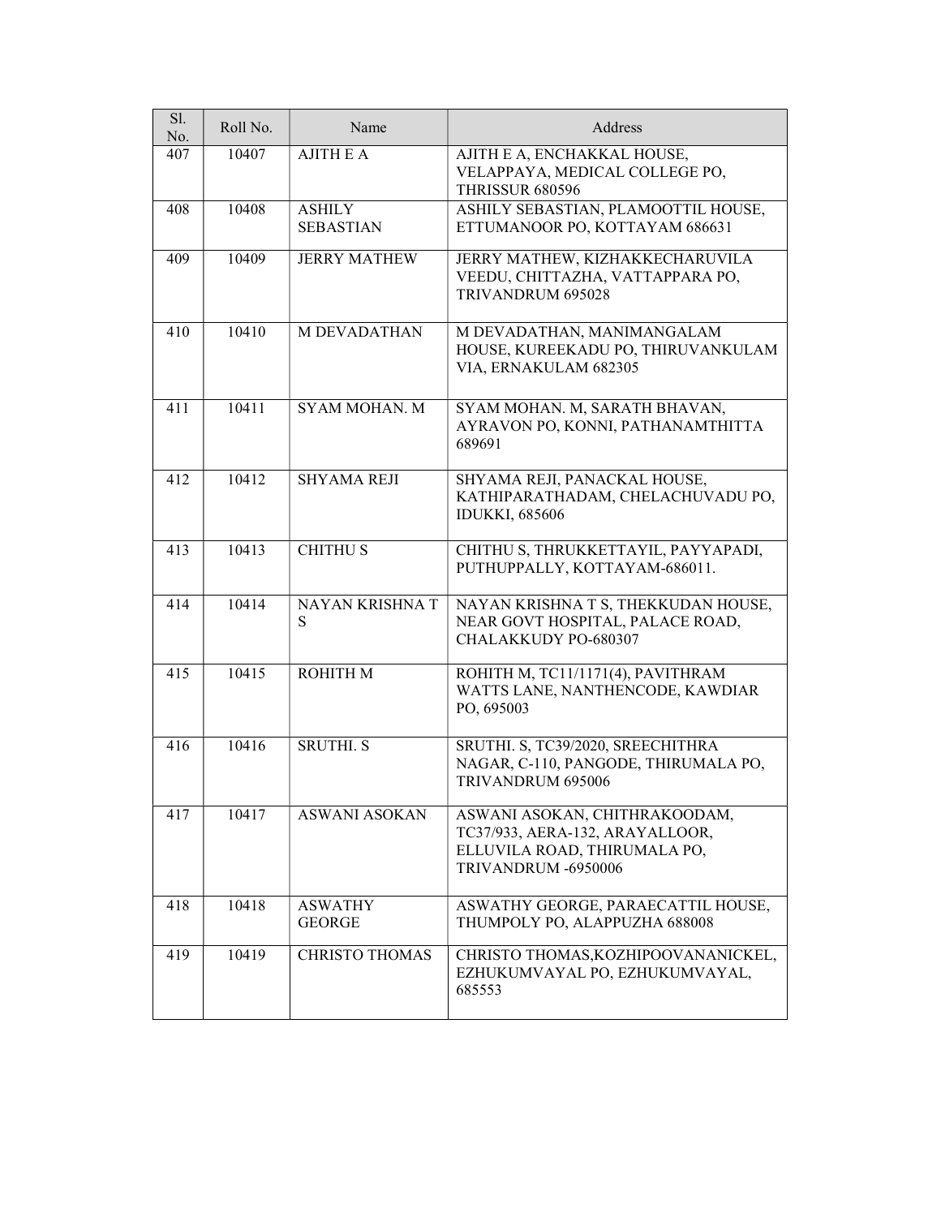| Sl. No. | Roll No. | Name | Address |
|---|---|---|---|
| 407 | 10407 | AJITH E A | AJITH E A, ENCHAKKAL HOUSE, VELAPPAYA, MEDICAL COLLEGE PO, THRISSUR 680596 |
| 408 | 10408 | ASHILY SEBASTIAN | ASHILY SEBASTIAN, PLAMOOTTIL HOUSE, ETTUMANOOR PO, KOTTAYAM 686631 |
| 409 | 10409 | JERRY MATHEW | JERRY MATHEW, KIZHAKKECHARUVILA VEEDU, CHITTAZHA, VATTAPPARA PO, TRIVANDRUM 695028 |
| 410 | 10410 | M DEVADATHAN | M DEVADATHAN, MANIMANGALAM HOUSE, KUREEKADU PO, THIRUVANKULAM VIA, ERNAKULAM 682305 |
| 411 | 10411 | SYAM MOHAN. M | SYAM MOHAN. M, SARATH BHAVAN, AYRAVON PO, KONNI, PATHANAMTHITTA 689691 |
| 412 | 10412 | SHYAMA REJI | SHYAMA REJI, PANACKAL HOUSE, KATHIPARATHADAM, CHELACHUVADU PO, IDUKKI, 685606 |
| 413 | 10413 | CHITHU S | CHITHU S, THRUKKETTAYIL, PAYYAPADI, PUTHUPPALLY, KOTTAYAM-686011. |
| 414 | 10414 | NAYAN KRISHNA T S | NAYAN KRISHNA T S, THEKKUDAN HOUSE, NEAR GOVT HOSPITAL, PALACE ROAD, CHALAKKUDY PO-680307 |
| 415 | 10415 | ROHITH M | ROHITH M, TC11/1171(4), PAVITHRAM WATTS LANE, NANTHENCODE, KAWDIAR PO, 695003 |
| 416 | 10416 | SRUTHI. S | SRUTHI. S, TC39/2020, SREECHITHRA NAGAR, C-110, PANGODE, THIRUMALA PO, TRIVANDRUM 695006 |
| 417 | 10417 | ASWANI ASOKAN | ASWANI ASOKAN, CHITHRAKOODAM, TC37/933, AERA-132, ARAYALLOOR, ELLUVILA ROAD, THIRUMALA PO, TRIVANDRUM -6950006 |
| 418 | 10418 | ASWATHY GEORGE | ASWATHY GEORGE, PARAECATTIL HOUSE, THUMPOLY PO, ALAPPUZHA 688008 |
| 419 | 10419 | CHRISTO THOMAS | CHRISTO THOMAS,KOZHIPOOVANANICKEL, EZHUKUMVAYAL PO, EZHUKUMVAYAL, 685553 |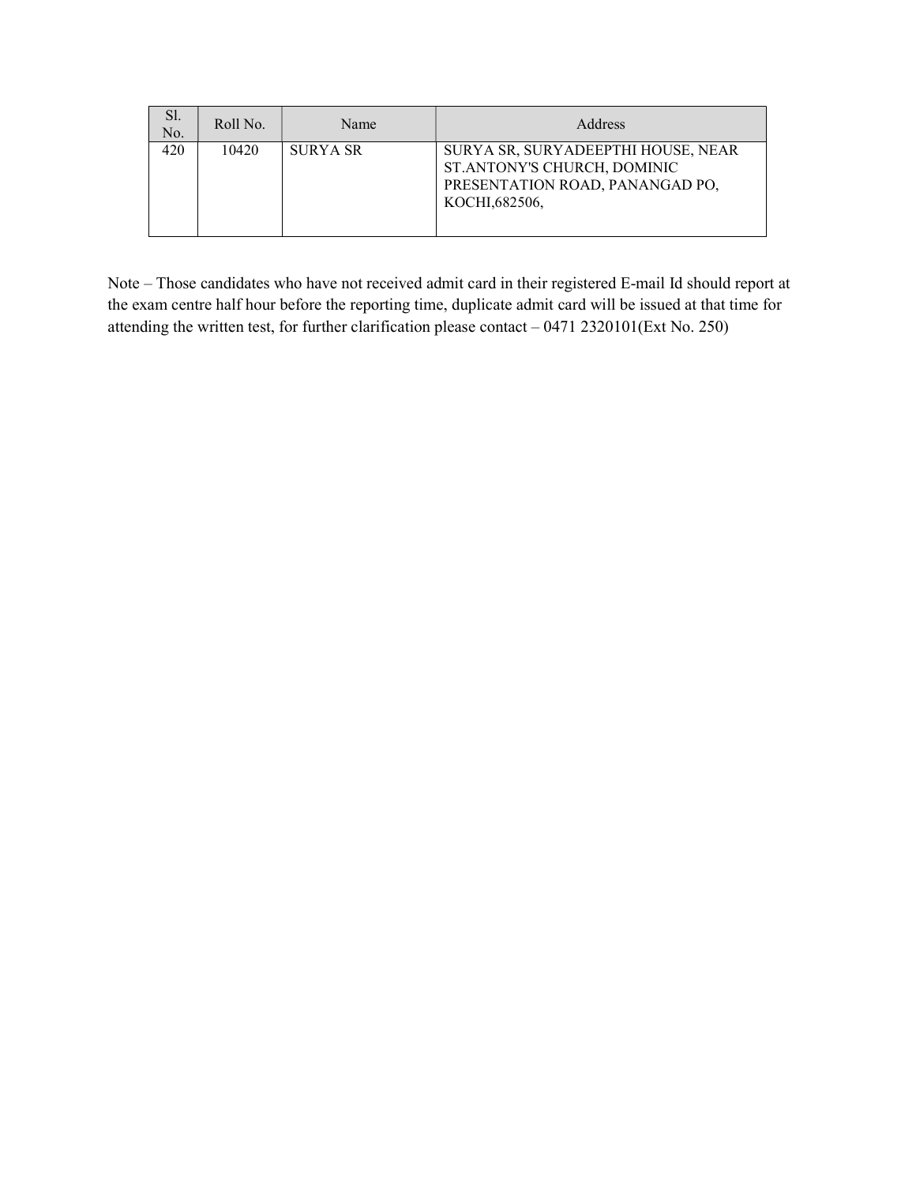| Sl. No. | Roll No. | Name | Address |
|---|---|---|---|
| 420 | 10420 | SURYA SR | SURYA SR, SURYADEEPTHI HOUSE, NEAR ST.ANTONY'S CHURCH, DOMINIC PRESENTATION ROAD, PANANGAD PO, KOCHI,682506, |

Note – Those candidates who have not received admit card in their registered E-mail Id should report at the exam centre half hour before the reporting time, duplicate admit card will be issued at that time for attending the written test, for further clarification please contact – 0471 2320101(Ext No. 250)